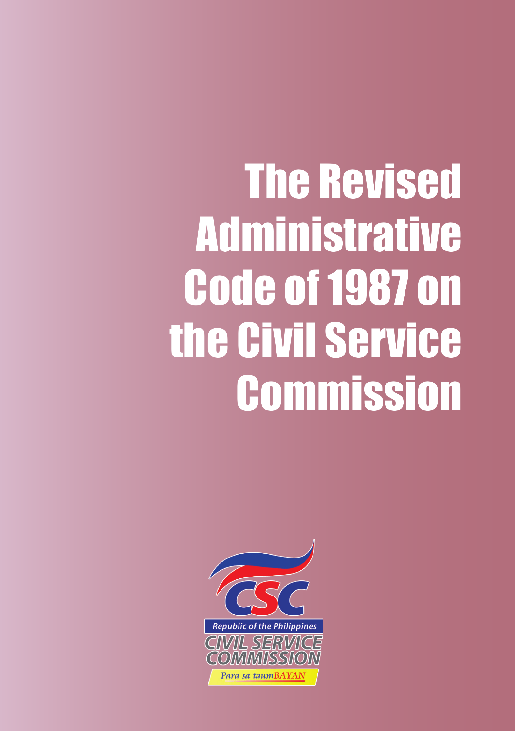# The Revised Administrative Code of 1987 on the Civil Service Commission

CSC

Republic of the Philippines

CIVIL SERVICE COMMISSION

Para sa taumBAYAN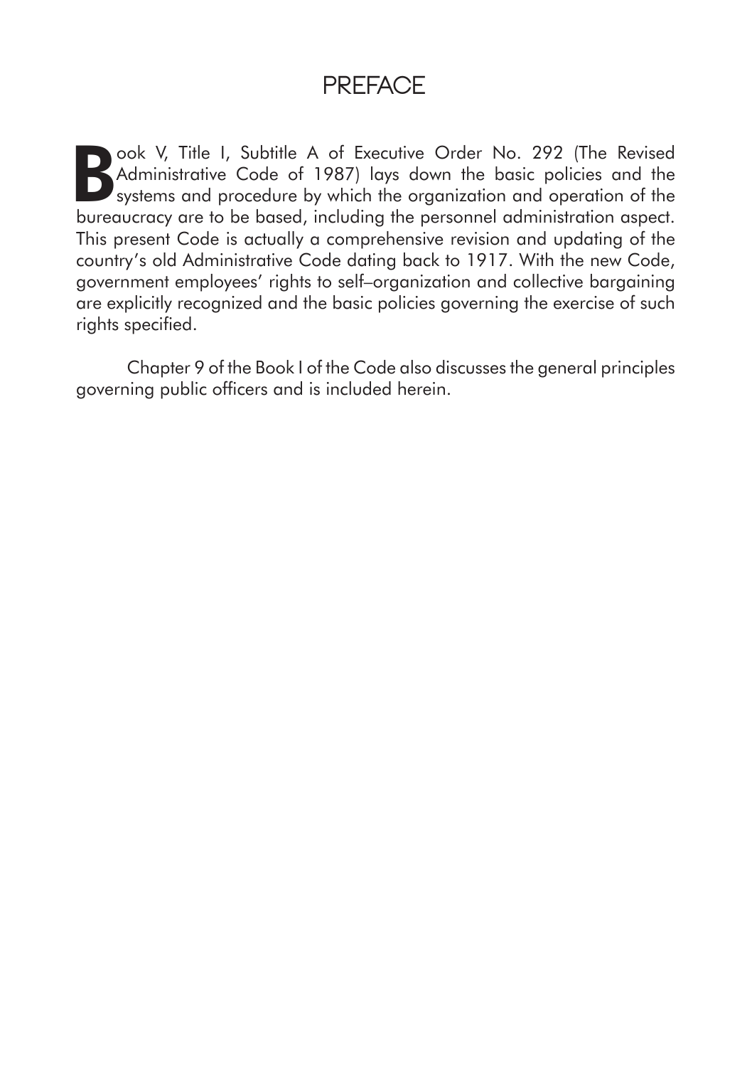# PREFACE

Book V, Title I, Subtitle A of Executive Order No. 292 (The Revised Administrative Code of 1987) lays down the basic policies and the systems and procedure by which the organization and operation of the bureaucracy are to be based, including the personnel administration aspect. This present Code is actually a comprehensive revision and updating of the country's old Administrative Code dating back to 1917. With the new Code, government employees' rights to self–organization and collective bargaining are explicitly recognized and the basic policies governing the exercise of such rights specified.

Chapter 9 of the Book I of the Code also discusses the general principles governing public officers and is included herein.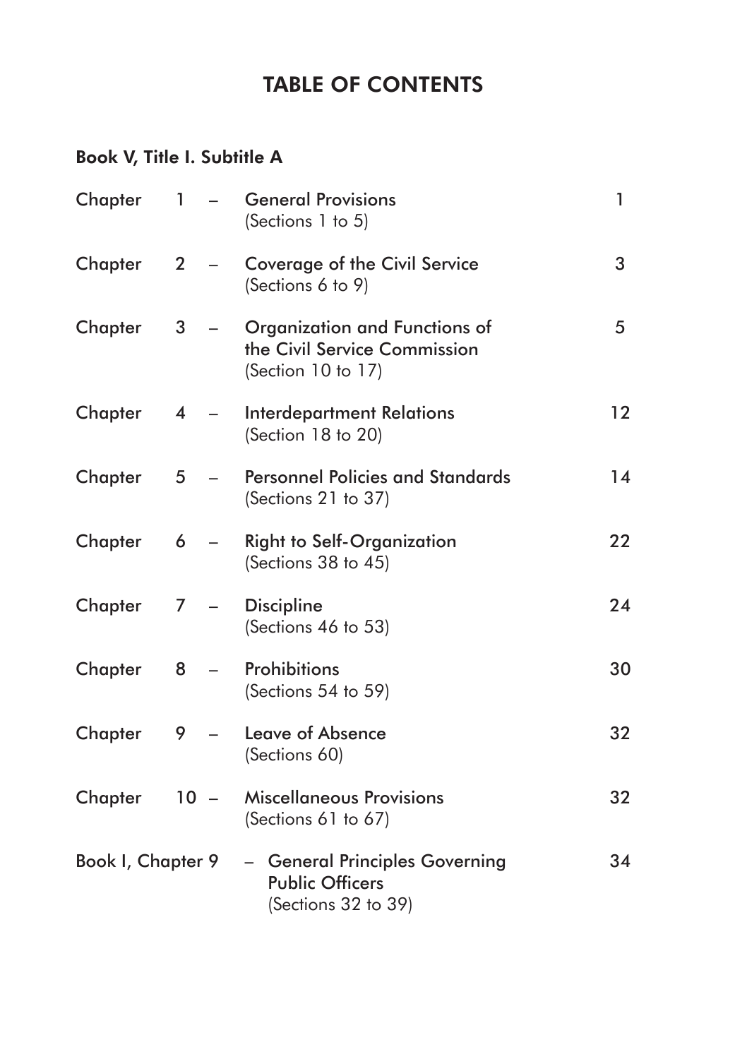# TABLE OF CONTENTS

## Book V, Title I. Subtitle A

| | | | |
|---|---|---|---|
| Chapter 1 | – | General Provisions (Sections 1 to 5) | 1 |
| Chapter 2 | – | Coverage of the Civil Service (Sections 6 to 9) | 3 |
| Chapter 3 | – | Organization and Functions of the Civil Service Commission (Section 10 to 17) | 5 |
| Chapter 4 | – | Interdepartment Relations (Section 18 to 20) | 12 |
| Chapter 5 | – | Personnel Policies and Standards (Sections 21 to 37) | 14 |
| Chapter 6 | – | Right to Self-Organization (Sections 38 to 45) | 22 |
| Chapter 7 | – | Discipline (Sections 46 to 53) | 24 |
| Chapter 8 | – | Prohibitions (Sections 54 to 59) | 30 |
| Chapter 9 | – | Leave of Absence (Sections 60) | 32 |
| Chapter 10 | – | Miscellaneous Provisions (Sections 61 to 67) | 32 |
| Book I, Chapter 9 | – | General Principles Governing Public Officers (Sections 32 to 39) | 34 |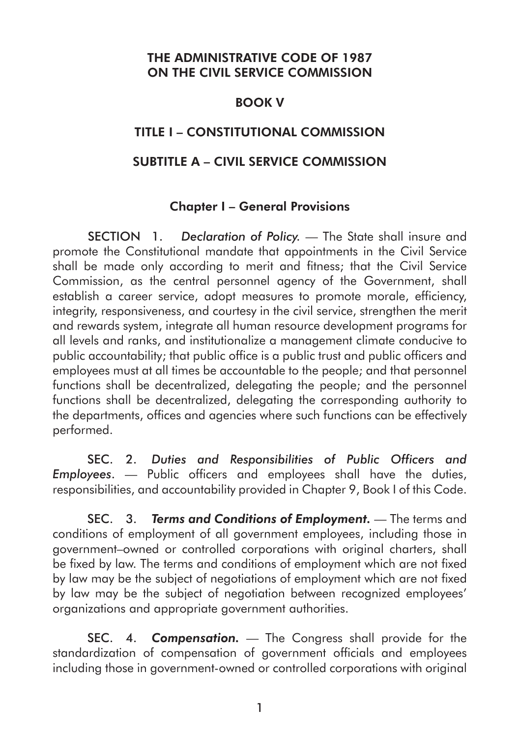# THE ADMINISTRATIVE CODE OF 1987 ON THE CIVIL SERVICE COMMISSION

## BOOK V

## TITLE I – CONSTITUTIONAL COMMISSION

## SUBTITLE A – CIVIL SERVICE COMMISSION

### Chapter I – General Provisions

SECTION 1. *Declaration of Policy.* — The State shall insure and promote the Constitutional mandate that appointments in the Civil Service shall be made only according to merit and fitness; that the Civil Service Commission, as the central personnel agency of the Government, shall establish a career service, adopt measures to promote morale, efficiency, integrity, responsiveness, and courtesy in the civil service, strengthen the merit and rewards system, integrate all human resource development programs for all levels and ranks, and institutionalize a management climate conducive to public accountability; that public office is a public trust and public officers and employees must at all times be accountable to the people; and that personnel functions shall be decentralized, delegating the people; and the personnel functions shall be decentralized, delegating the corresponding authority to the departments, offices and agencies where such functions can be effectively performed.

SEC. 2. *Duties and Responsibilities of Public Officers and Employees*. — Public officers and employees shall have the duties, responsibilities, and accountability provided in Chapter 9, Book I of this Code.

SEC. 3. ***Terms and Conditions of Employment.*** — The terms and conditions of employment of all government employees, including those in government–owned or controlled corporations with original charters, shall be fixed by law. The terms and conditions of employment which are not fixed by law may be the subject of negotiations of employment which are not fixed by law may be the subject of negotiation between recognized employees' organizations and appropriate government authorities.

SEC. 4. ***Compensation.*** — The Congress shall provide for the standardization of compensation of government officials and employees including those in government-owned or controlled corporations with original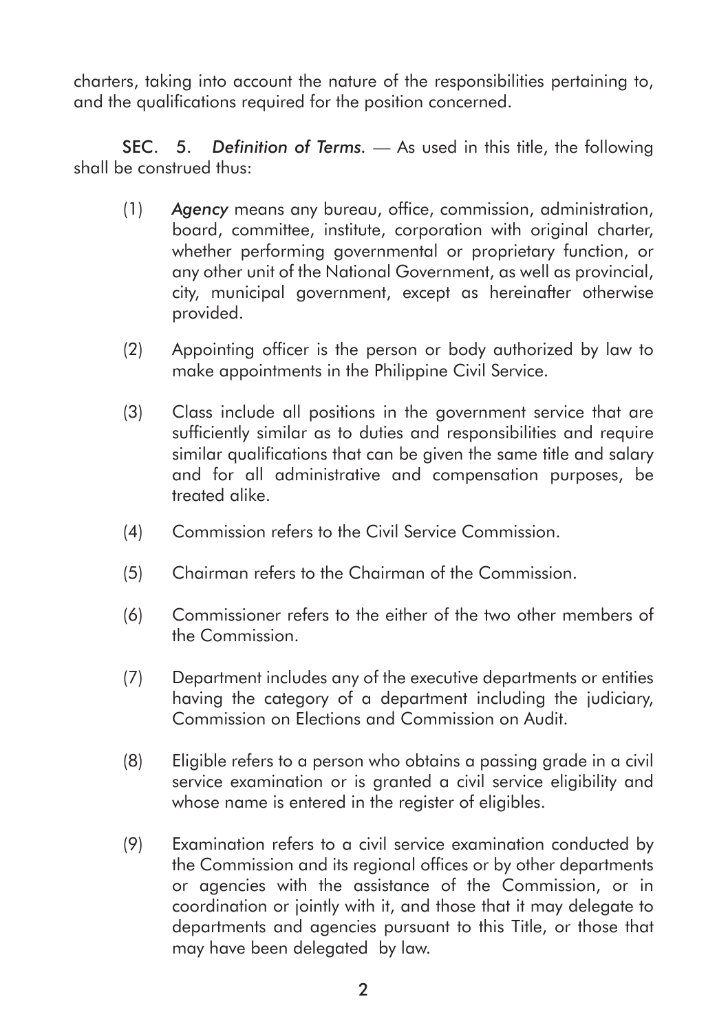charters, taking into account the nature of the responsibilities pertaining to, and the qualifications required for the position concerned.

**SEC. 5.** *Definition of Terms.* — As used in this title, the following shall be construed thus:

(1) *Agency* means any bureau, office, commission, administration, board, committee, institute, corporation with original charter, whether performing governmental or proprietary function, or any other unit of the National Government, as well as provincial, city, municipal government, except as hereinafter otherwise provided.

(2) Appointing officer is the person or body authorized by law to make appointments in the Philippine Civil Service.

(3) Class include all positions in the government service that are sufficiently similar as to duties and responsibilities and require similar qualifications that can be given the same title and salary and for all administrative and compensation purposes, be treated alike.

(4) Commission refers to the Civil Service Commission.

(5) Chairman refers to the Chairman of the Commission.

(6) Commissioner refers to the either of the two other members of the Commission.

(7) Department includes any of the executive departments or entities having the category of a department including the judiciary, Commission on Elections and Commission on Audit.

(8) Eligible refers to a person who obtains a passing grade in a civil service examination or is granted a civil service eligibility and whose name is entered in the register of eligibles.

(9) Examination refers to a civil service examination conducted by the Commission and its regional offices or by other departments or agencies with the assistance of the Commission, or in coordination or jointly with it, and those that it may delegate to departments and agencies pursuant to this Title, or those that may have been delegated by law.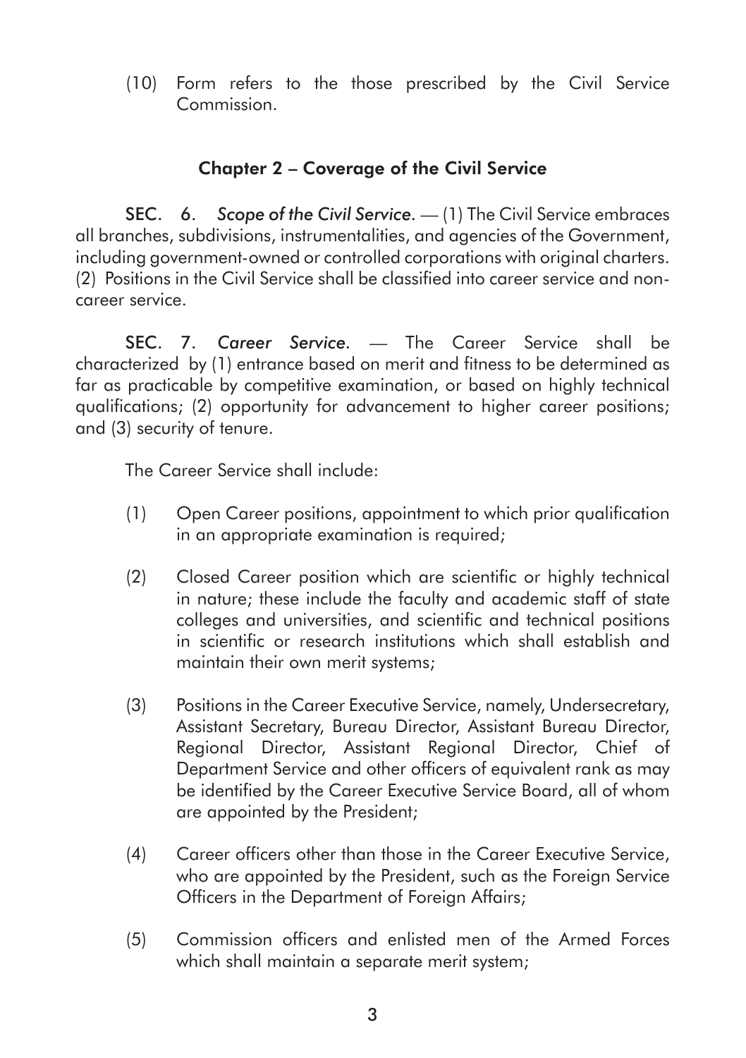(10) Form refers to the those prescribed by the Civil Service Commission.

## Chapter 2 – Coverage of the Civil Service

**SEC. 6.** *Scope of the Civil Service.* — (1) The Civil Service embraces all branches, subdivisions, instrumentalities, and agencies of the Government, including government-owned or controlled corporations with original charters. (2) Positions in the Civil Service shall be classified into career service and non-career service.

**SEC. 7.** *Career Service.* — The Career Service shall be characterized by (1) entrance based on merit and fitness to be determined as far as practicable by competitive examination, or based on highly technical qualifications; (2) opportunity for advancement to higher career positions; and (3) security of tenure.

The Career Service shall include:

(1) Open Career positions, appointment to which prior qualification in an appropriate examination is required;

(2) Closed Career position which are scientific or highly technical in nature; these include the faculty and academic staff of state colleges and universities, and scientific and technical positions in scientific or research institutions which shall establish and maintain their own merit systems;

(3) Positions in the Career Executive Service, namely, Undersecretary, Assistant Secretary, Bureau Director, Assistant Bureau Director, Regional Director, Assistant Regional Director, Chief of Department Service and other officers of equivalent rank as may be identified by the Career Executive Service Board, all of whom are appointed by the President;

(4) Career officers other than those in the Career Executive Service, who are appointed by the President, such as the Foreign Service Officers in the Department of Foreign Affairs;

(5) Commission officers and enlisted men of the Armed Forces which shall maintain a separate merit system;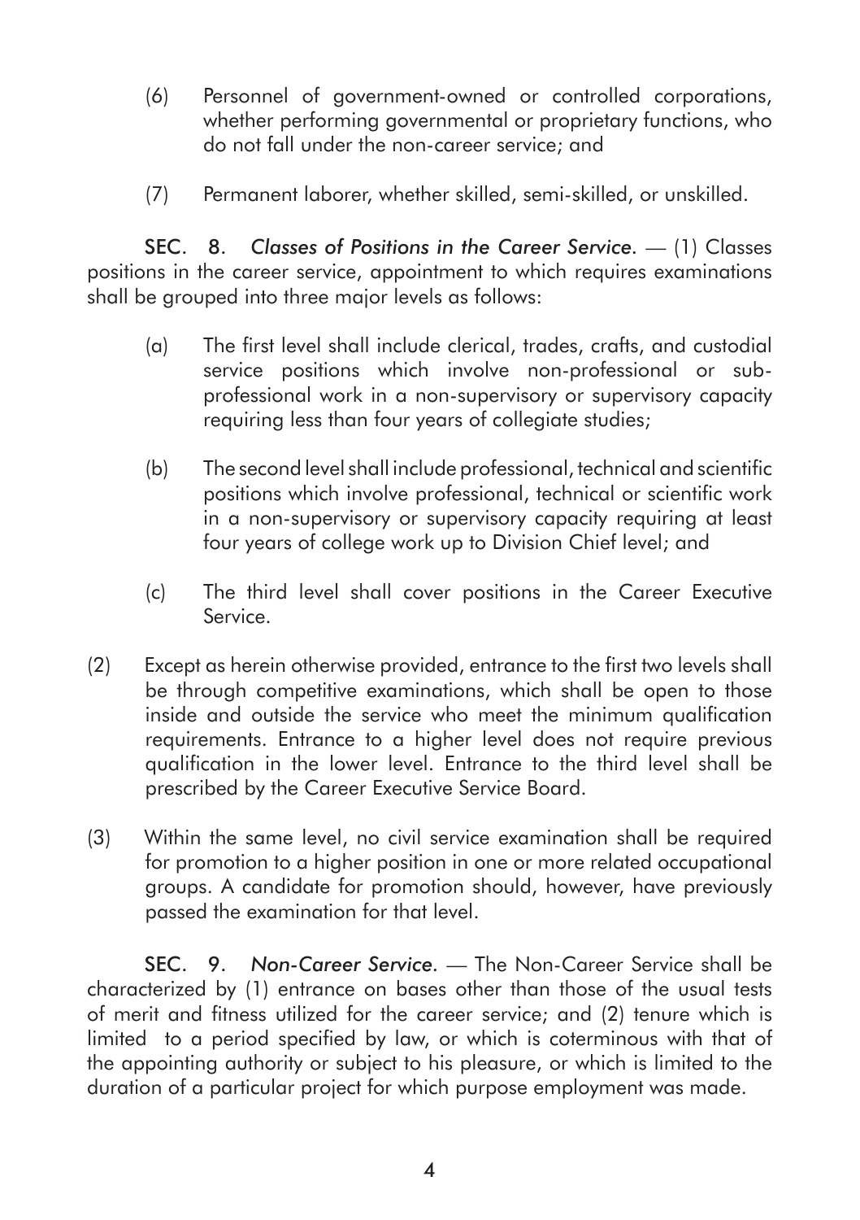(6) Personnel of government-owned or controlled corporations, whether performing governmental or proprietary functions, who do not fall under the non-career service; and

(7) Permanent laborer, whether skilled, semi-skilled, or unskilled.

**SEC. 8.** *Classes of Positions in the Career Service.* — (1) Classes positions in the career service, appointment to which requires examinations shall be grouped into three major levels as follows:

(a) The first level shall include clerical, trades, crafts, and custodial service positions which involve non-professional or sub-professional work in a non-supervisory or supervisory capacity requiring less than four years of collegiate studies;

(b) The second level shall include professional, technical and scientific positions which involve professional, technical or scientific work in a non-supervisory or supervisory capacity requiring at least four years of college work up to Division Chief level; and

(c) The third level shall cover positions in the Career Executive Service.

(2) Except as herein otherwise provided, entrance to the first two levels shall be through competitive examinations, which shall be open to those inside and outside the service who meet the minimum qualification requirements. Entrance to a higher level does not require previous qualification in the lower level. Entrance to the third level shall be prescribed by the Career Executive Service Board.

(3) Within the same level, no civil service examination shall be required for promotion to a higher position in one or more related occupational groups. A candidate for promotion should, however, have previously passed the examination for that level.

**SEC. 9.** *Non-Career Service.* — The Non-Career Service shall be characterized by (1) entrance on bases other than those of the usual tests of merit and fitness utilized for the career service; and (2) tenure which is limited to a period specified by law, or which is coterminous with that of the appointing authority or subject to his pleasure, or which is limited to the duration of a particular project for which purpose employment was made.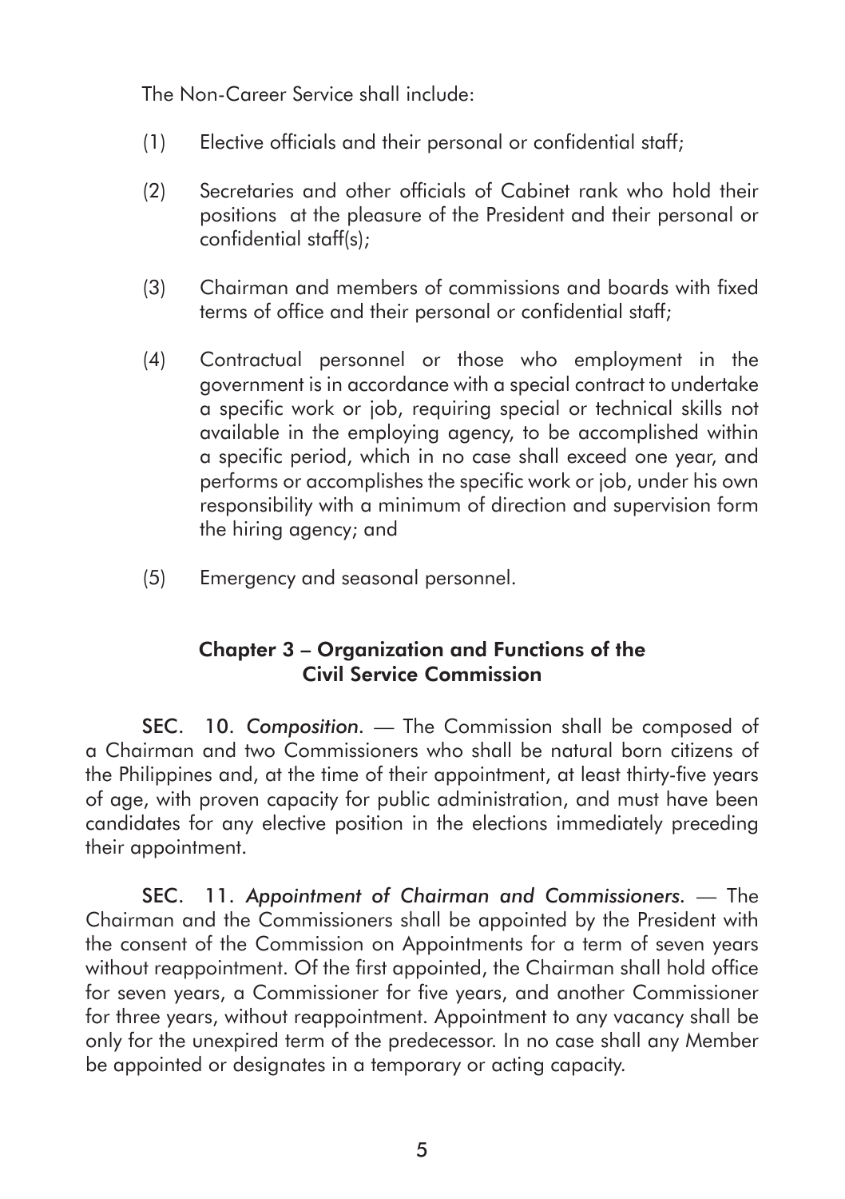The Non-Career Service shall include:

(1) Elective officials and their personal or confidential staff;

(2) Secretaries and other officials of Cabinet rank who hold their positions at the pleasure of the President and their personal or confidential staff(s);

(3) Chairman and members of commissions and boards with fixed terms of office and their personal or confidential staff;

(4) Contractual personnel or those who employment in the government is in accordance with a special contract to undertake a specific work or job, requiring special or technical skills not available in the employing agency, to be accomplished within a specific period, which in no case shall exceed one year, and performs or accomplishes the specific work or job, under his own responsibility with a minimum of direction and supervision form the hiring agency; and

(5) Emergency and seasonal personnel.

## Chapter 3 – Organization and Functions of the Civil Service Commission

**SEC. 10.** *Composition.* — The Commission shall be composed of a Chairman and two Commissioners who shall be natural born citizens of the Philippines and, at the time of their appointment, at least thirty-five years of age, with proven capacity for public administration, and must have been candidates for any elective position in the elections immediately preceding their appointment.

**SEC. 11.** *Appointment of Chairman and Commissioners.* — The Chairman and the Commissioners shall be appointed by the President with the consent of the Commission on Appointments for a term of seven years without reappointment. Of the first appointed, the Chairman shall hold office for seven years, a Commissioner for five years, and another Commissioner for three years, without reappointment. Appointment to any vacancy shall be only for the unexpired term of the predecessor. In no case shall any Member be appointed or designates in a temporary or acting capacity.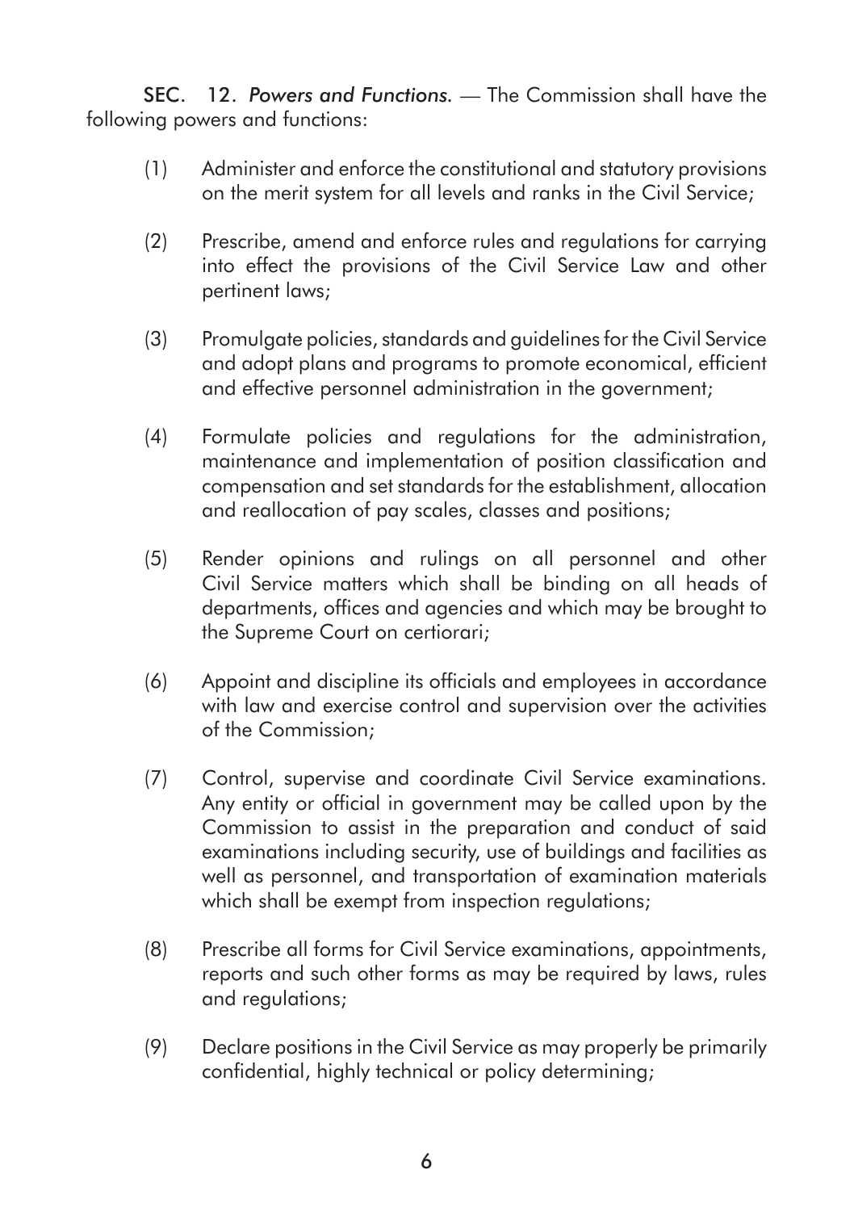**SEC. 12.** *Powers and Functions.* — The Commission shall have the following powers and functions:

(1) Administer and enforce the constitutional and statutory provisions on the merit system for all levels and ranks in the Civil Service;

(2) Prescribe, amend and enforce rules and regulations for carrying into effect the provisions of the Civil Service Law and other pertinent laws;

(3) Promulgate policies, standards and guidelines for the Civil Service and adopt plans and programs to promote economical, efficient and effective personnel administration in the government;

(4) Formulate policies and regulations for the administration, maintenance and implementation of position classification and compensation and set standards for the establishment, allocation and reallocation of pay scales, classes and positions;

(5) Render opinions and rulings on all personnel and other Civil Service matters which shall be binding on all heads of departments, offices and agencies and which may be brought to the Supreme Court on certiorari;

(6) Appoint and discipline its officials and employees in accordance with law and exercise control and supervision over the activities of the Commission;

(7) Control, supervise and coordinate Civil Service examinations. Any entity or official in government may be called upon by the Commission to assist in the preparation and conduct of said examinations including security, use of buildings and facilities as well as personnel, and transportation of examination materials which shall be exempt from inspection regulations;

(8) Prescribe all forms for Civil Service examinations, appointments, reports and such other forms as may be required by laws, rules and regulations;

(9) Declare positions in the Civil Service as may properly be primarily confidential, highly technical or policy determining;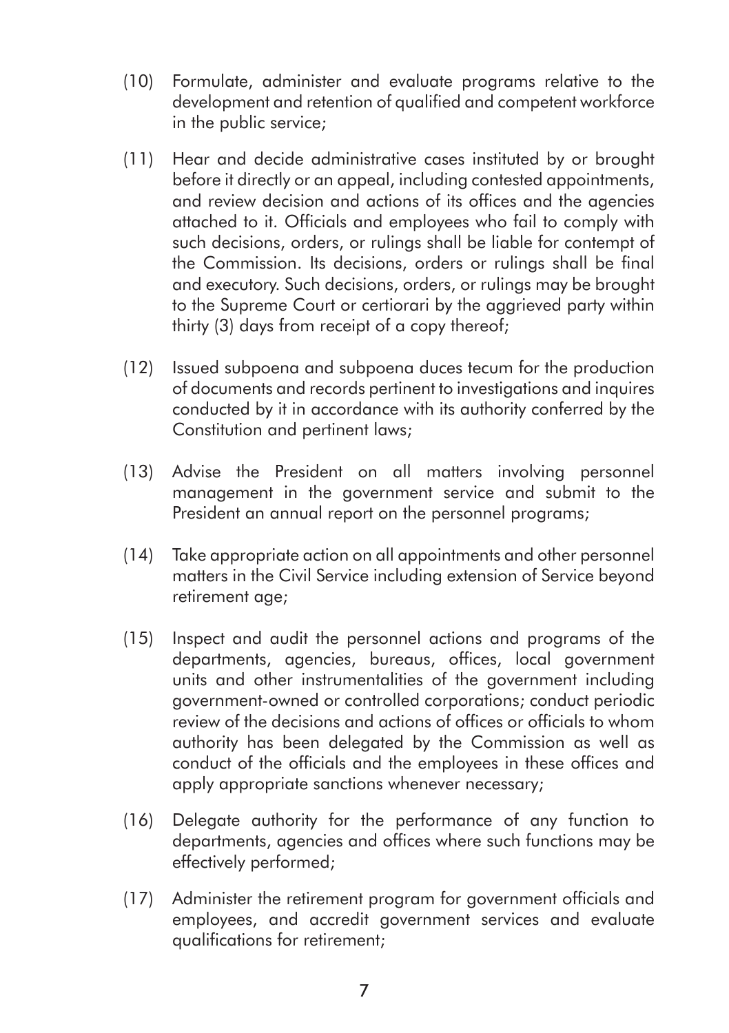(10) Formulate, administer and evaluate programs relative to the development and retention of qualified and competent workforce in the public service;

(11) Hear and decide administrative cases instituted by or brought before it directly or an appeal, including contested appointments, and review decision and actions of its offices and the agencies attached to it. Officials and employees who fail to comply with such decisions, orders, or rulings shall be liable for contempt of the Commission. Its decisions, orders or rulings shall be final and executory. Such decisions, orders, or rulings may be brought to the Supreme Court or certiorari by the aggrieved party within thirty (3) days from receipt of a copy thereof;

(12) Issued subpoena and subpoena duces tecum for the production of documents and records pertinent to investigations and inquires conducted by it in accordance with its authority conferred by the Constitution and pertinent laws;

(13) Advise the President on all matters involving personnel management in the government service and submit to the President an annual report on the personnel programs;

(14) Take appropriate action on all appointments and other personnel matters in the Civil Service including extension of Service beyond retirement age;

(15) Inspect and audit the personnel actions and programs of the departments, agencies, bureaus, offices, local government units and other instrumentalities of the government including government-owned or controlled corporations; conduct periodic review of the decisions and actions of offices or officials to whom authority has been delegated by the Commission as well as conduct of the officials and the employees in these offices and apply appropriate sanctions whenever necessary;

(16) Delegate authority for the performance of any function to departments, agencies and offices where such functions may be effectively performed;

(17) Administer the retirement program for government officials and employees, and accredit government services and evaluate qualifications for retirement;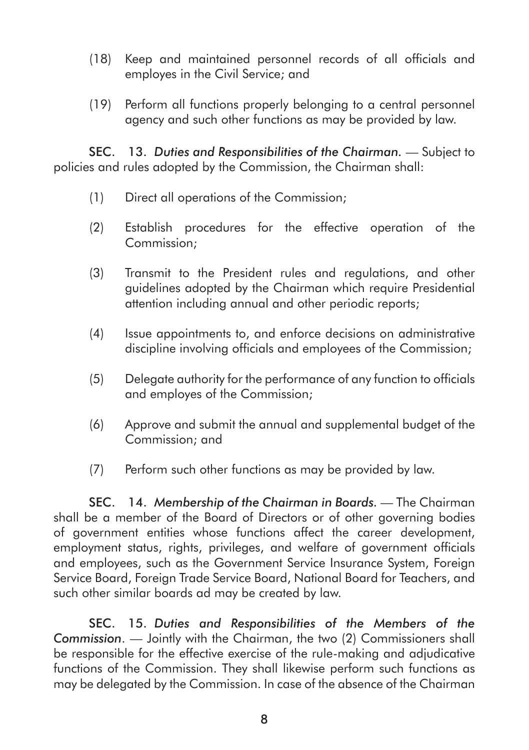(18) Keep and maintained personnel records of all officials and employes in the Civil Service; and

(19) Perform all functions properly belonging to a central personnel agency and such other functions as may be provided by law.

**SEC. 13.** *Duties and Responsibilities of the Chairman.* — Subject to policies and rules adopted by the Commission, the Chairman shall:

(1) Direct all operations of the Commission;

(2) Establish procedures for the effective operation of the Commission;

(3) Transmit to the President rules and regulations, and other guidelines adopted by the Chairman which require Presidential attention including annual and other periodic reports;

(4) Issue appointments to, and enforce decisions on administrative discipline involving officials and employees of the Commission;

(5) Delegate authority for the performance of any function to officials and employes of the Commission;

(6) Approve and submit the annual and supplemental budget of the Commission; and

(7) Perform such other functions as may be provided by law.

**SEC. 14.** *Membership of the Chairman in Boards.* — The Chairman shall be a member of the Board of Directors or of other governing bodies of government entities whose functions affect the career development, employment status, rights, privileges, and welfare of government officials and employees, such as the Government Service Insurance System, Foreign Service Board, Foreign Trade Service Board, National Board for Teachers, and such other similar boards ad may be created by law.

**SEC. 15.** *Duties and Responsibilities of the Members of the Commission*. — Jointly with the Chairman, the two (2) Commissioners shall be responsible for the effective exercise of the rule-making and adjudicative functions of the Commission. They shall likewise perform such functions as may be delegated by the Commission. In case of the absence of the Chairman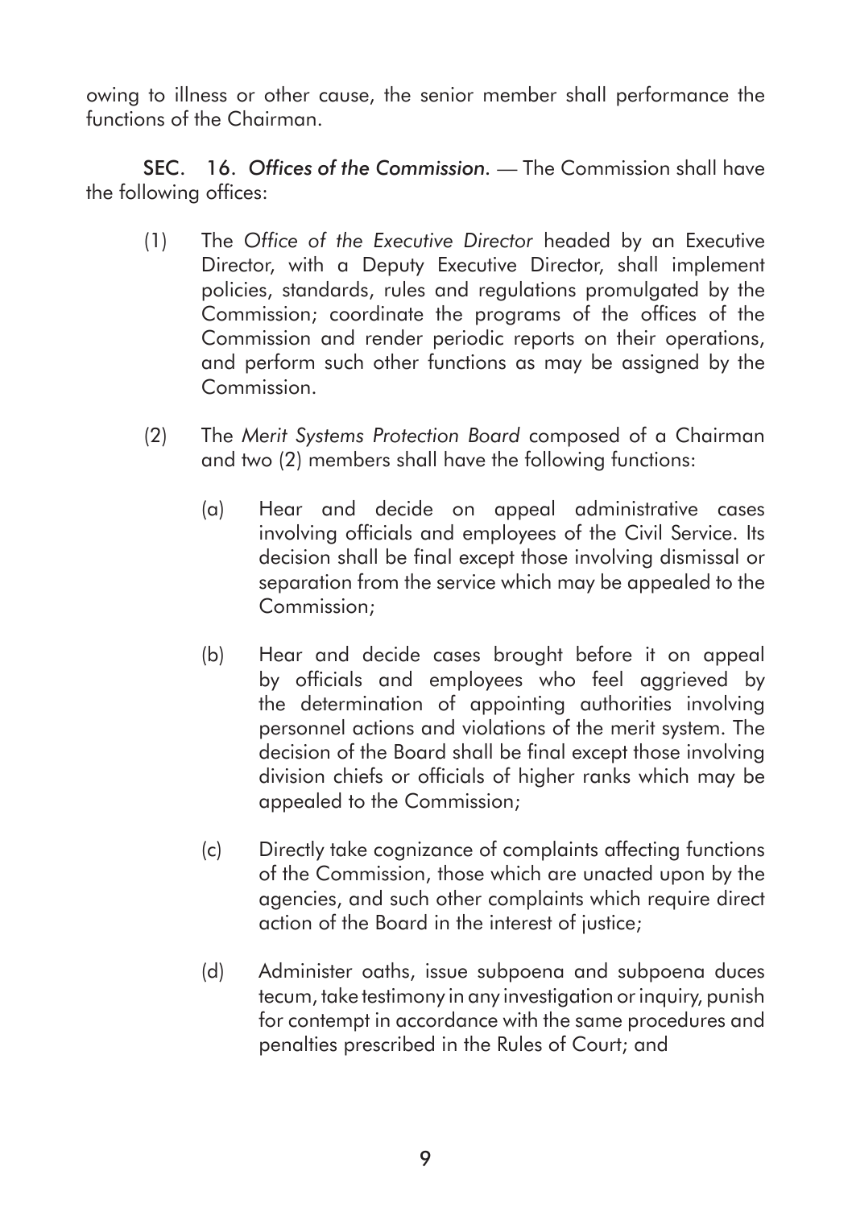owing to illness or other cause, the senior member shall performance the functions of the Chairman.

**SEC. 16.** *Offices of the Commission.* — The Commission shall have the following offices:

(1) The *Office of the Executive Director* headed by an Executive Director, with a Deputy Executive Director, shall implement policies, standards, rules and regulations promulgated by the Commission; coordinate the programs of the offices of the Commission and render periodic reports on their operations, and perform such other functions as may be assigned by the Commission.

(2) The *Merit Systems Protection Board* composed of a Chairman and two (2) members shall have the following functions:

   (a) Hear and decide on appeal administrative cases involving officials and employees of the Civil Service. Its decision shall be final except those involving dismissal or separation from the service which may be appealed to the Commission;

   (b) Hear and decide cases brought before it on appeal by officials and employees who feel aggrieved by the determination of appointing authorities involving personnel actions and violations of the merit system. The decision of the Board shall be final except those involving division chiefs or officials of higher ranks which may be appealed to the Commission;

   (c) Directly take cognizance of complaints affecting functions of the Commission, those which are unacted upon by the agencies, and such other complaints which require direct action of the Board in the interest of justice;

   (d) Administer oaths, issue subpoena and subpoena duces tecum, take testimony in any investigation or inquiry, punish for contempt in accordance with the same procedures and penalties prescribed in the Rules of Court; and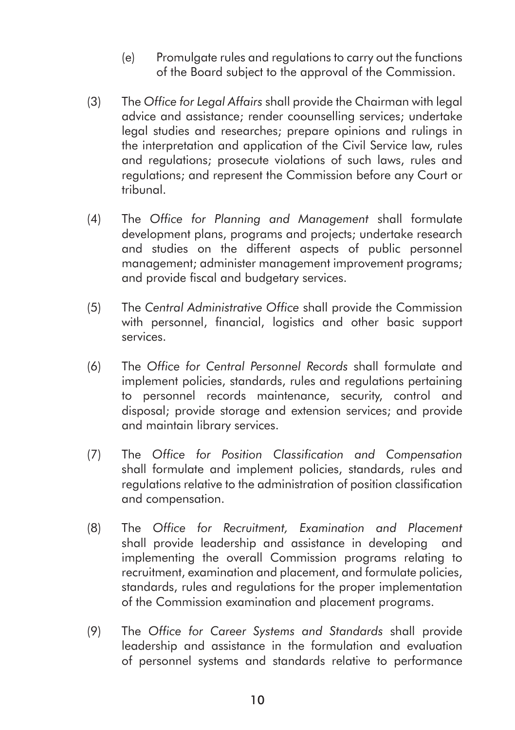(e) Promulgate rules and regulations to carry out the functions of the Board subject to the approval of the Commission.

(3) The *Office for Legal Affairs* shall provide the Chairman with legal advice and assistance; render coounselling services; undertake legal studies and researches; prepare opinions and rulings in the interpretation and application of the Civil Service law, rules and regulations; prosecute violations of such laws, rules and regulations; and represent the Commission before any Court or tribunal.

(4) The *Office for Planning and Management* shall formulate development plans, programs and projects; undertake research and studies on the different aspects of public personnel management; administer management improvement programs; and provide fiscal and budgetary services.

(5) The *Central Administrative Office* shall provide the Commission with personnel, financial, logistics and other basic support services.

(6) The *Office for Central Personnel Records* shall formulate and implement policies, standards, rules and regulations pertaining to personnel records maintenance, security, control and disposal; provide storage and extension services; and provide and maintain library services.

(7) The *Office for Position Classification and Compensation* shall formulate and implement policies, standards, rules and regulations relative to the administration of position classification and compensation.

(8) The *Office for Recruitment, Examination and Placement* shall provide leadership and assistance in developing and implementing the overall Commission programs relating to recruitment, examination and placement, and formulate policies, standards, rules and regulations for the proper implementation of the Commission examination and placement programs.

(9) The *Office for Career Systems and Standards* shall provide leadership and assistance in the formulation and evaluation of personnel systems and standards relative to performance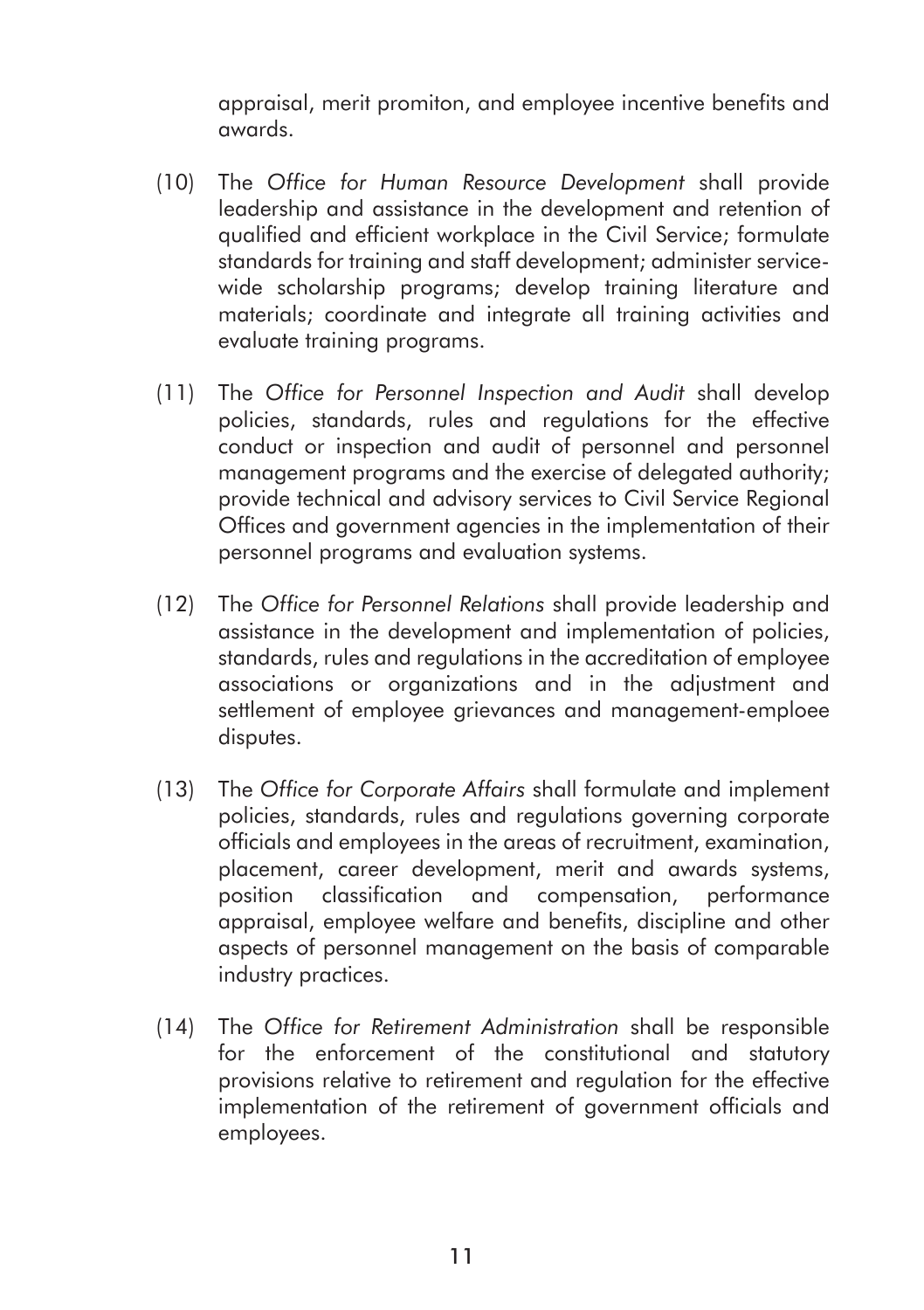appraisal, merit promiton, and employee incentive benefits and awards.

(10) The *Office for Human Resource Development* shall provide leadership and assistance in the development and retention of qualified and efficient workplace in the Civil Service; formulate standards for training and staff development; administer service-wide scholarship programs; develop training literature and materials; coordinate and integrate all training activities and evaluate training programs.

(11) The *Office for Personnel Inspection and Audit* shall develop policies, standards, rules and regulations for the effective conduct or inspection and audit of personnel and personnel management programs and the exercise of delegated authority; provide technical and advisory services to Civil Service Regional Offices and government agencies in the implementation of their personnel programs and evaluation systems.

(12) The *Office for Personnel Relations* shall provide leadership and assistance in the development and implementation of policies, standards, rules and regulations in the accreditation of employee associations or organizations and in the adjustment and settlement of employee grievances and management-emploee disputes.

(13) The *Office for Corporate Affairs* shall formulate and implement policies, standards, rules and regulations governing corporate officials and employees in the areas of recruitment, examination, placement, career development, merit and awards systems, position classification and compensation, performance appraisal, employee welfare and benefits, discipline and other aspects of personnel management on the basis of comparable industry practices.

(14) The *Office for Retirement Administration* shall be responsible for the enforcement of the constitutional and statutory provisions relative to retirement and regulation for the effective implementation of the retirement of government officials and employees.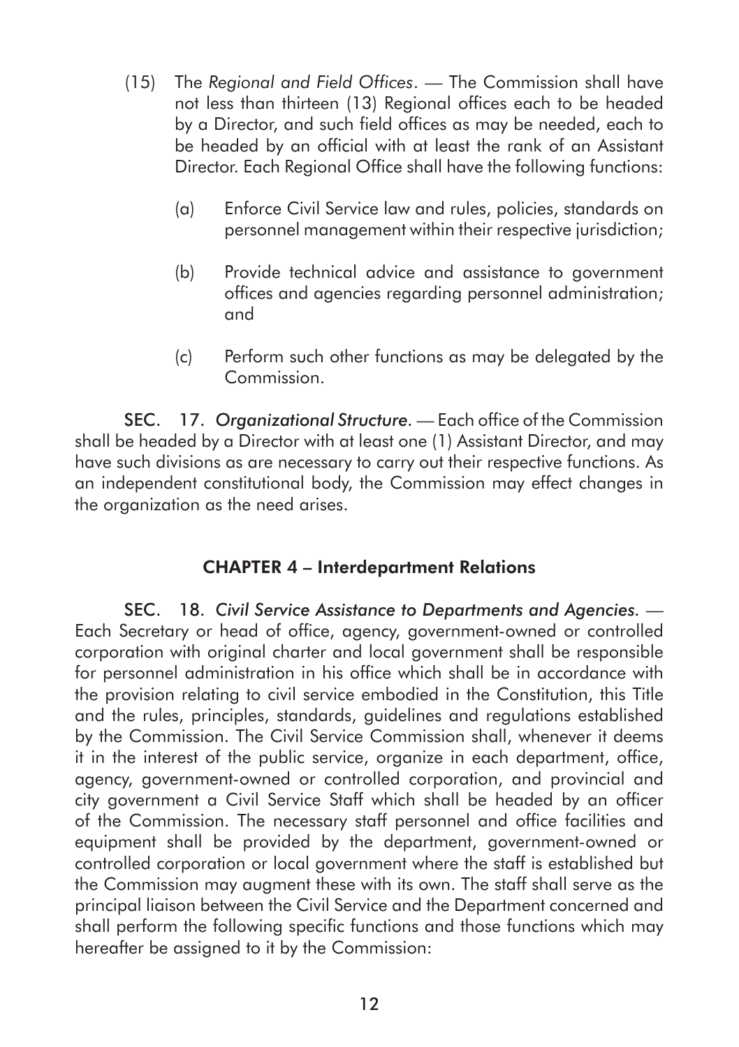(15) The *Regional and Field Offices*. — The Commission shall have not less than thirteen (13) Regional offices each to be headed by a Director, and such field offices as may be needed, each to be headed by an official with at least the rank of an Assistant Director. Each Regional Office shall have the following functions:

   (a) Enforce Civil Service law and rules, policies, standards on personnel management within their respective jurisdiction;

   (b) Provide technical advice and assistance to government offices and agencies regarding personnel administration; and

   (c) Perform such other functions as may be delegated by the Commission.

**SEC. 17.** *Organizational Structure*. — Each office of the Commission shall be headed by a Director with at least one (1) Assistant Director, and may have such divisions as are necessary to carry out their respective functions. As an independent constitutional body, the Commission may effect changes in the organization as the need arises.

## CHAPTER 4 – Interdepartment Relations

**SEC. 18.** *Civil Service Assistance to Departments and Agencies*. — Each Secretary or head of office, agency, government-owned or controlled corporation with original charter and local government shall be responsible for personnel administration in his office which shall be in accordance with the provision relating to civil service embodied in the Constitution, this Title and the rules, principles, standards, guidelines and regulations established by the Commission. The Civil Service Commission shall, whenever it deems it in the interest of the public service, organize in each department, office, agency, government-owned or controlled corporation, and provincial and city government a Civil Service Staff which shall be headed by an officer of the Commission. The necessary staff personnel and office facilities and equipment shall be provided by the department, government-owned or controlled corporation or local government where the staff is established but the Commission may augment these with its own. The staff shall serve as the principal liaison between the Civil Service and the Department concerned and shall perform the following specific functions and those functions which may hereafter be assigned to it by the Commission: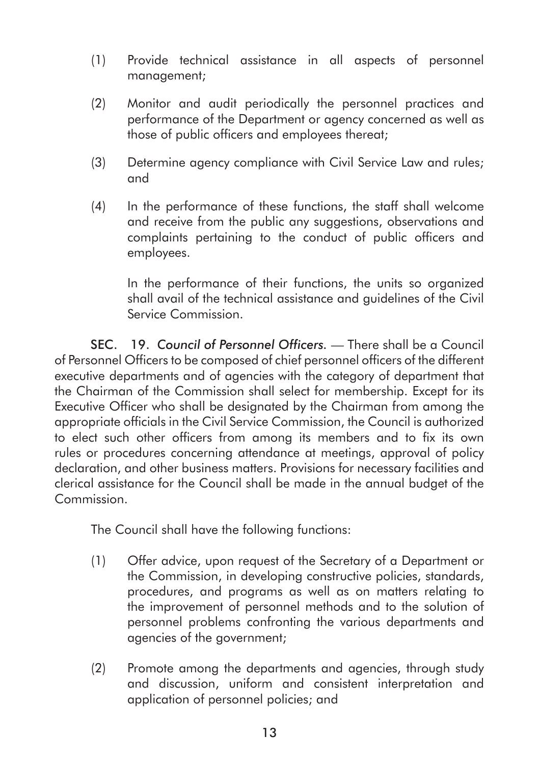(1) Provide technical assistance in all aspects of personnel management;

(2) Monitor and audit periodically the personnel practices and performance of the Department or agency concerned as well as those of public officers and employees thereat;

(3) Determine agency compliance with Civil Service Law and rules; and

(4) In the performance of these functions, the staff shall welcome and receive from the public any suggestions, observations and complaints pertaining to the conduct of public officers and employees.

In the performance of their functions, the units so organized shall avail of the technical assistance and guidelines of the Civil Service Commission.

**SEC. 19.** *Council of Personnel Officers.* — There shall be a Council of Personnel Officers to be composed of chief personnel officers of the different executive departments and of agencies with the category of department that the Chairman of the Commission shall select for membership. Except for its Executive Officer who shall be designated by the Chairman from among the appropriate officials in the Civil Service Commission, the Council is authorized to elect such other officers from among its members and to fix its own rules or procedures concerning attendance at meetings, approval of policy declaration, and other business matters. Provisions for necessary facilities and clerical assistance for the Council shall be made in the annual budget of the Commission.

The Council shall have the following functions:

(1) Offer advice, upon request of the Secretary of a Department or the Commission, in developing constructive policies, standards, procedures, and programs as well as on matters relating to the improvement of personnel methods and to the solution of personnel problems confronting the various departments and agencies of the government;

(2) Promote among the departments and agencies, through study and discussion, uniform and consistent interpretation and application of personnel policies; and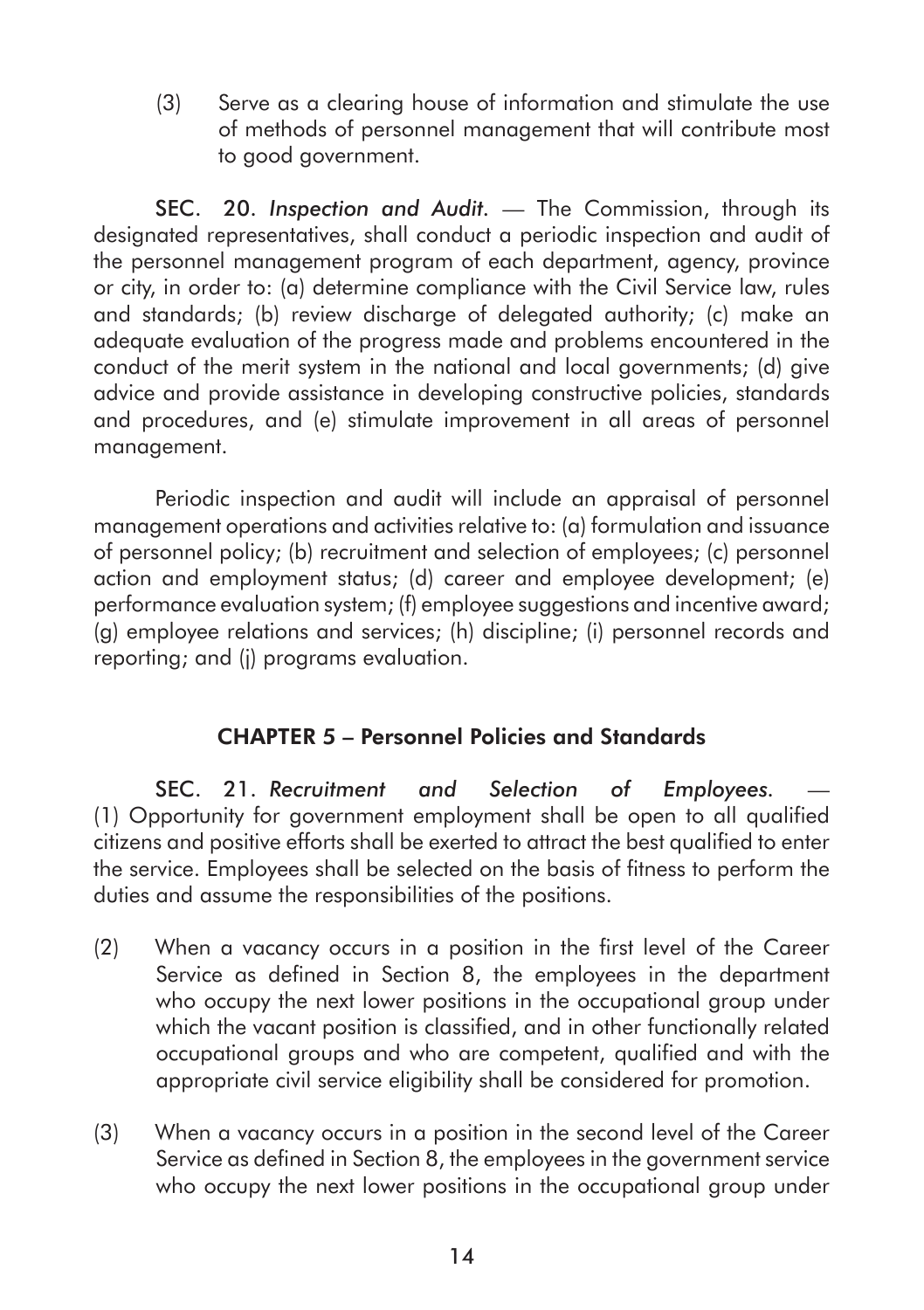(3) Serve as a clearing house of information and stimulate the use of methods of personnel management that will contribute most to good government.

**SEC. 20.** *Inspection and Audit.* — The Commission, through its designated representatives, shall conduct a periodic inspection and audit of the personnel management program of each department, agency, province or city, in order to: (a) determine compliance with the Civil Service law, rules and standards; (b) review discharge of delegated authority; (c) make an adequate evaluation of the progress made and problems encountered in the conduct of the merit system in the national and local governments; (d) give advice and provide assistance in developing constructive policies, standards and procedures, and (e) stimulate improvement in all areas of personnel management.

Periodic inspection and audit will include an appraisal of personnel management operations and activities relative to: (a) formulation and issuance of personnel policy; (b) recruitment and selection of employees; (c) personnel action and employment status; (d) career and employee development; (e) performance evaluation system; (f) employee suggestions and incentive award; (g) employee relations and services; (h) discipline; (i) personnel records and reporting; and (j) programs evaluation.

## CHAPTER 5 – Personnel Policies and Standards

**SEC. 21.** *Recruitment and Selection of Employees.* — (1) Opportunity for government employment shall be open to all qualified citizens and positive efforts shall be exerted to attract the best qualified to enter the service. Employees shall be selected on the basis of fitness to perform the duties and assume the responsibilities of the positions.

(2) When a vacancy occurs in a position in the first level of the Career Service as defined in Section 8, the employees in the department who occupy the next lower positions in the occupational group under which the vacant position is classified, and in other functionally related occupational groups and who are competent, qualified and with the appropriate civil service eligibility shall be considered for promotion.

(3) When a vacancy occurs in a position in the second level of the Career Service as defined in Section 8, the employees in the government service who occupy the next lower positions in the occupational group under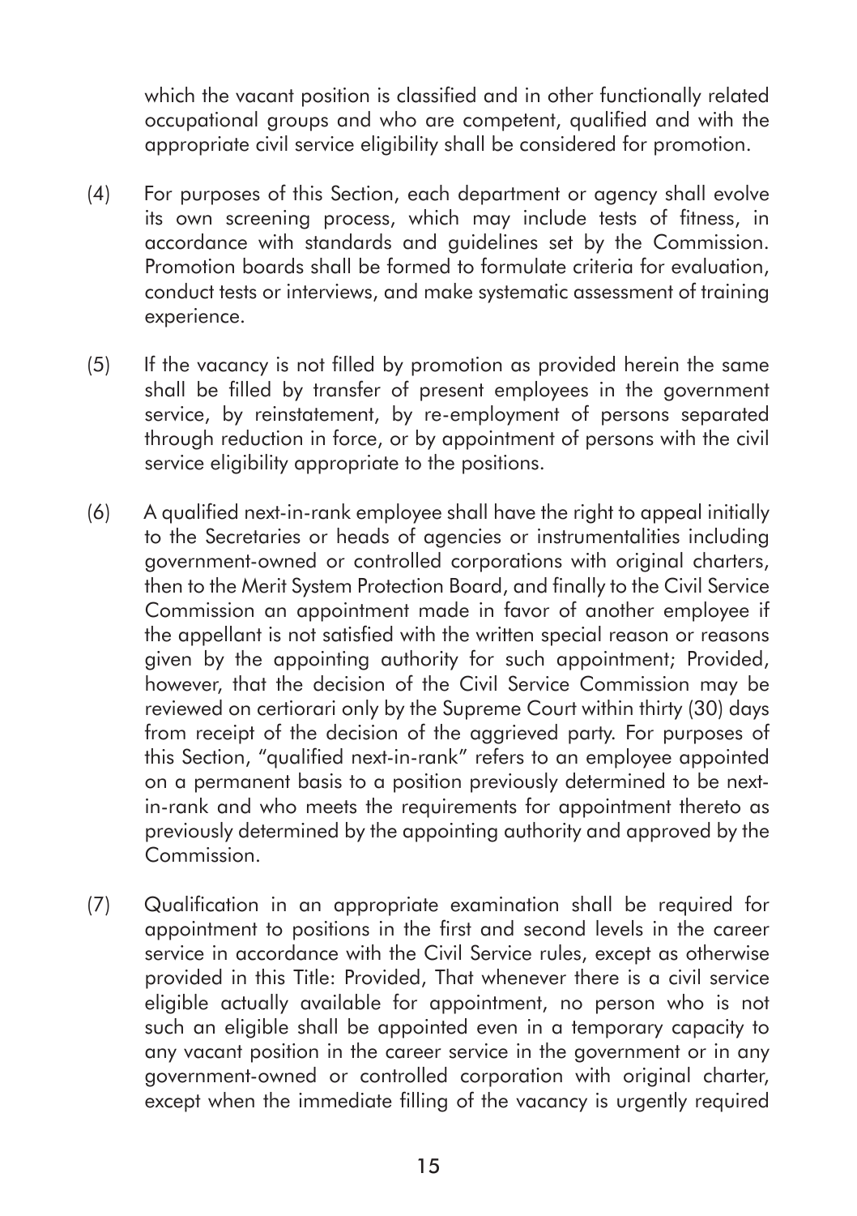which the vacant position is classified and in other functionally related occupational groups and who are competent, qualified and with the appropriate civil service eligibility shall be considered for promotion.

(4) For purposes of this Section, each department or agency shall evolve its own screening process, which may include tests of fitness, in accordance with standards and guidelines set by the Commission. Promotion boards shall be formed to formulate criteria for evaluation, conduct tests or interviews, and make systematic assessment of training experience.

(5) If the vacancy is not filled by promotion as provided herein the same shall be filled by transfer of present employees in the government service, by reinstatement, by re-employment of persons separated through reduction in force, or by appointment of persons with the civil service eligibility appropriate to the positions.

(6) A qualified next-in-rank employee shall have the right to appeal initially to the Secretaries or heads of agencies or instrumentalities including government-owned or controlled corporations with original charters, then to the Merit System Protection Board, and finally to the Civil Service Commission an appointment made in favor of another employee if the appellant is not satisfied with the written special reason or reasons given by the appointing authority for such appointment; Provided, however, that the decision of the Civil Service Commission may be reviewed on certiorari only by the Supreme Court within thirty (30) days from receipt of the decision of the aggrieved party. For purposes of this Section, "qualified next-in-rank" refers to an employee appointed on a permanent basis to a position previously determined to be next-in-rank and who meets the requirements for appointment thereto as previously determined by the appointing authority and approved by the Commission.

(7) Qualification in an appropriate examination shall be required for appointment to positions in the first and second levels in the career service in accordance with the Civil Service rules, except as otherwise provided in this Title: Provided, That whenever there is a civil service eligible actually available for appointment, no person who is not such an eligible shall be appointed even in a temporary capacity to any vacant position in the career service in the government or in any government-owned or controlled corporation with original charter, except when the immediate filling of the vacancy is urgently required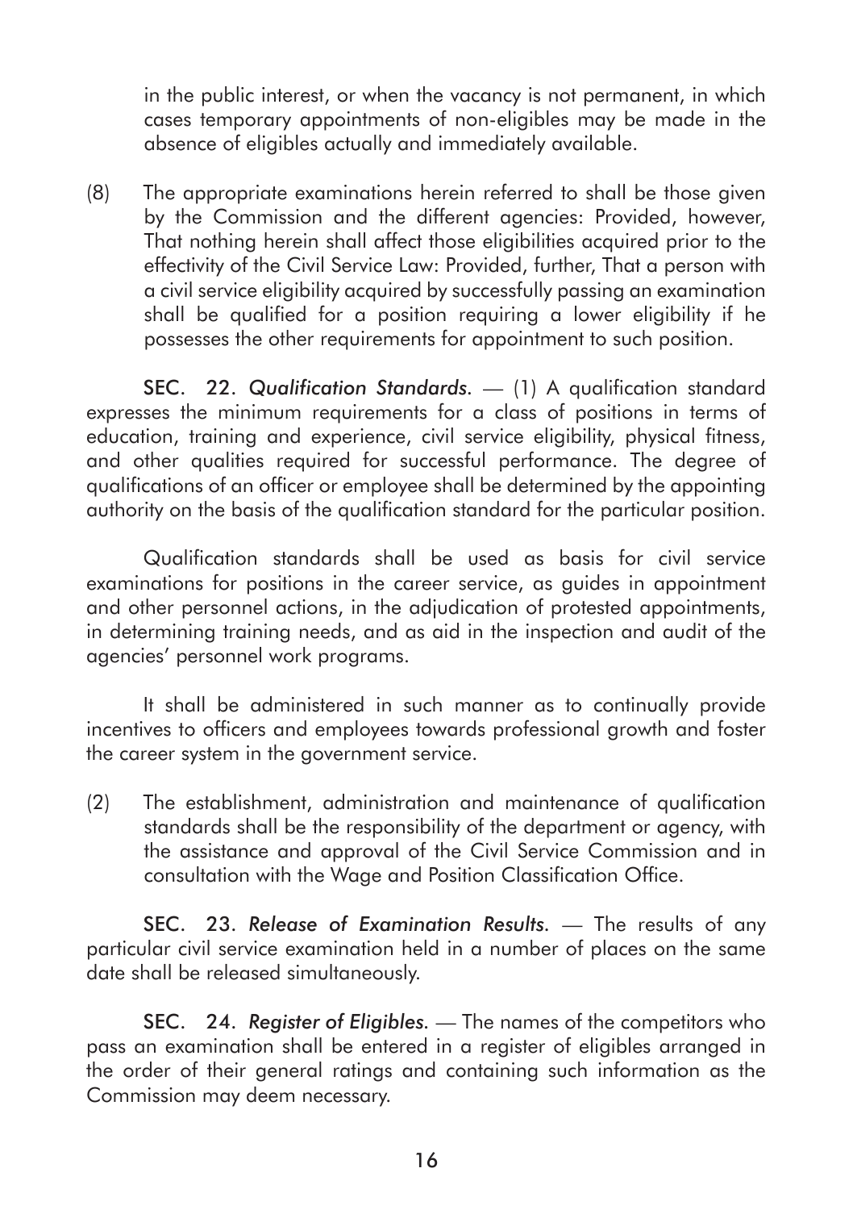in the public interest, or when the vacancy is not permanent, in which cases temporary appointments of non-eligibles may be made in the absence of eligibles actually and immediately available.

(8) The appropriate examinations herein referred to shall be those given by the Commission and the different agencies: Provided, however, That nothing herein shall affect those eligibilities acquired prior to the effectivity of the Civil Service Law: Provided, further, That a person with a civil service eligibility acquired by successfully passing an examination shall be qualified for a position requiring a lower eligibility if he possesses the other requirements for appointment to such position.

**SEC. 22.** *Qualification Standards.* — (1) A qualification standard expresses the minimum requirements for a class of positions in terms of education, training and experience, civil service eligibility, physical fitness, and other qualities required for successful performance. The degree of qualifications of an officer or employee shall be determined by the appointing authority on the basis of the qualification standard for the particular position.

Qualification standards shall be used as basis for civil service examinations for positions in the career service, as guides in appointment and other personnel actions, in the adjudication of protested appointments, in determining training needs, and as aid in the inspection and audit of the agencies' personnel work programs.

It shall be administered in such manner as to continually provide incentives to officers and employees towards professional growth and foster the career system in the government service.

(2) The establishment, administration and maintenance of qualification standards shall be the responsibility of the department or agency, with the assistance and approval of the Civil Service Commission and in consultation with the Wage and Position Classification Office.

**SEC. 23.** *Release of Examination Results.* — The results of any particular civil service examination held in a number of places on the same date shall be released simultaneously.

**SEC. 24.** *Register of Eligibles.* — The names of the competitors who pass an examination shall be entered in a register of eligibles arranged in the order of their general ratings and containing such information as the Commission may deem necessary.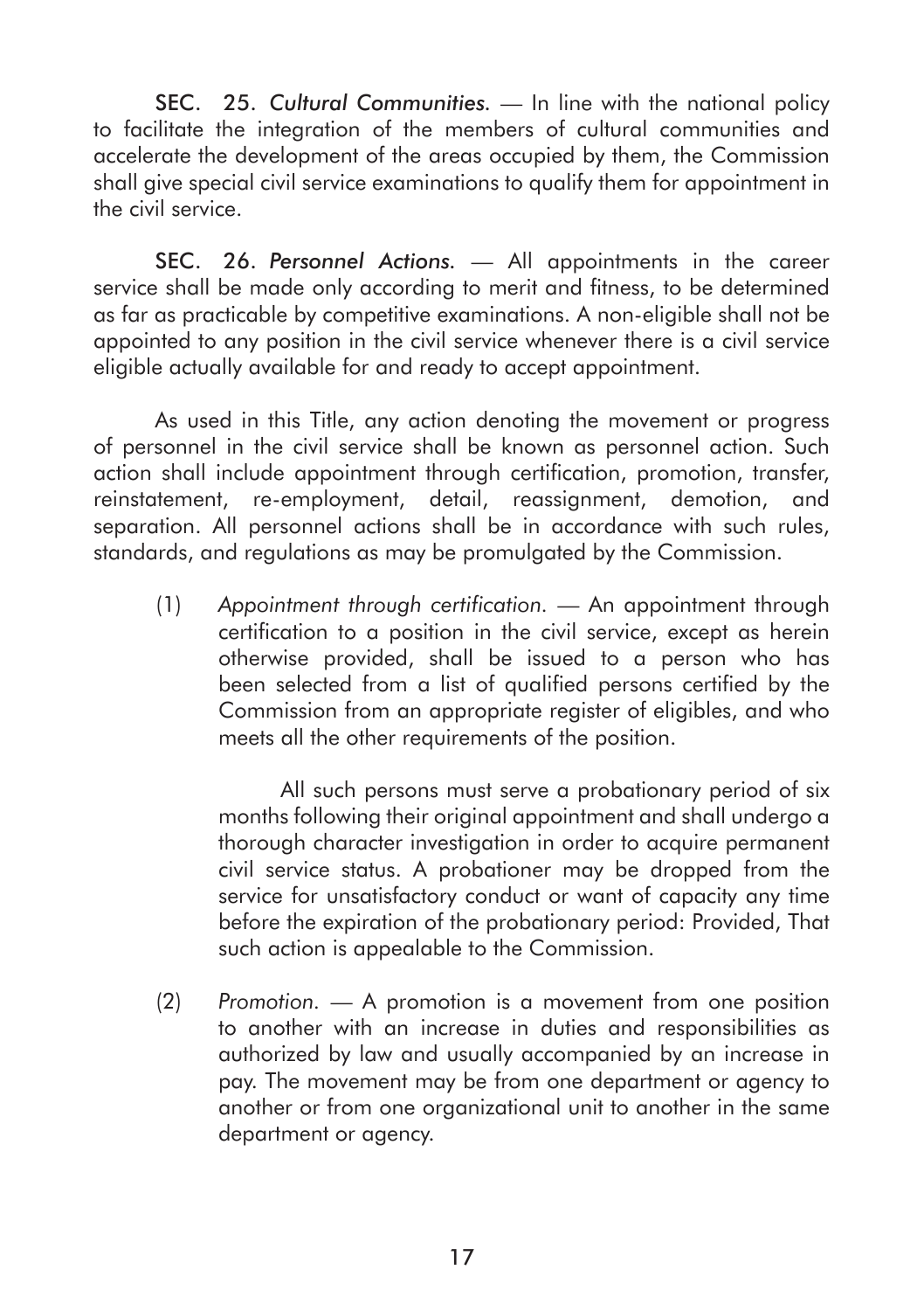**SEC. 25.** *Cultural Communities.* — In line with the national policy to facilitate the integration of the members of cultural communities and accelerate the development of the areas occupied by them, the Commission shall give special civil service examinations to qualify them for appointment in the civil service.

**SEC. 26.** *Personnel Actions.* — All appointments in the career service shall be made only according to merit and fitness, to be determined as far as practicable by competitive examinations. A non-eligible shall not be appointed to any position in the civil service whenever there is a civil service eligible actually available for and ready to accept appointment.

As used in this Title, any action denoting the movement or progress of personnel in the civil service shall be known as personnel action. Such action shall include appointment through certification, promotion, transfer, reinstatement, re-employment, detail, reassignment, demotion, and separation. All personnel actions shall be in accordance with such rules, standards, and regulations as may be promulgated by the Commission.

(1) *Appointment through certification.* — An appointment through certification to a position in the civil service, except as herein otherwise provided, shall be issued to a person who has been selected from a list of qualified persons certified by the Commission from an appropriate register of eligibles, and who meets all the other requirements of the position.

All such persons must serve a probationary period of six months following their original appointment and shall undergo a thorough character investigation in order to acquire permanent civil service status. A probationer may be dropped from the service for unsatisfactory conduct or want of capacity any time before the expiration of the probationary period: Provided, That such action is appealable to the Commission.

(2) *Promotion.* — A promotion is a movement from one position to another with an increase in duties and responsibilities as authorized by law and usually accompanied by an increase in pay. The movement may be from one department or agency to another or from one organizational unit to another in the same department or agency.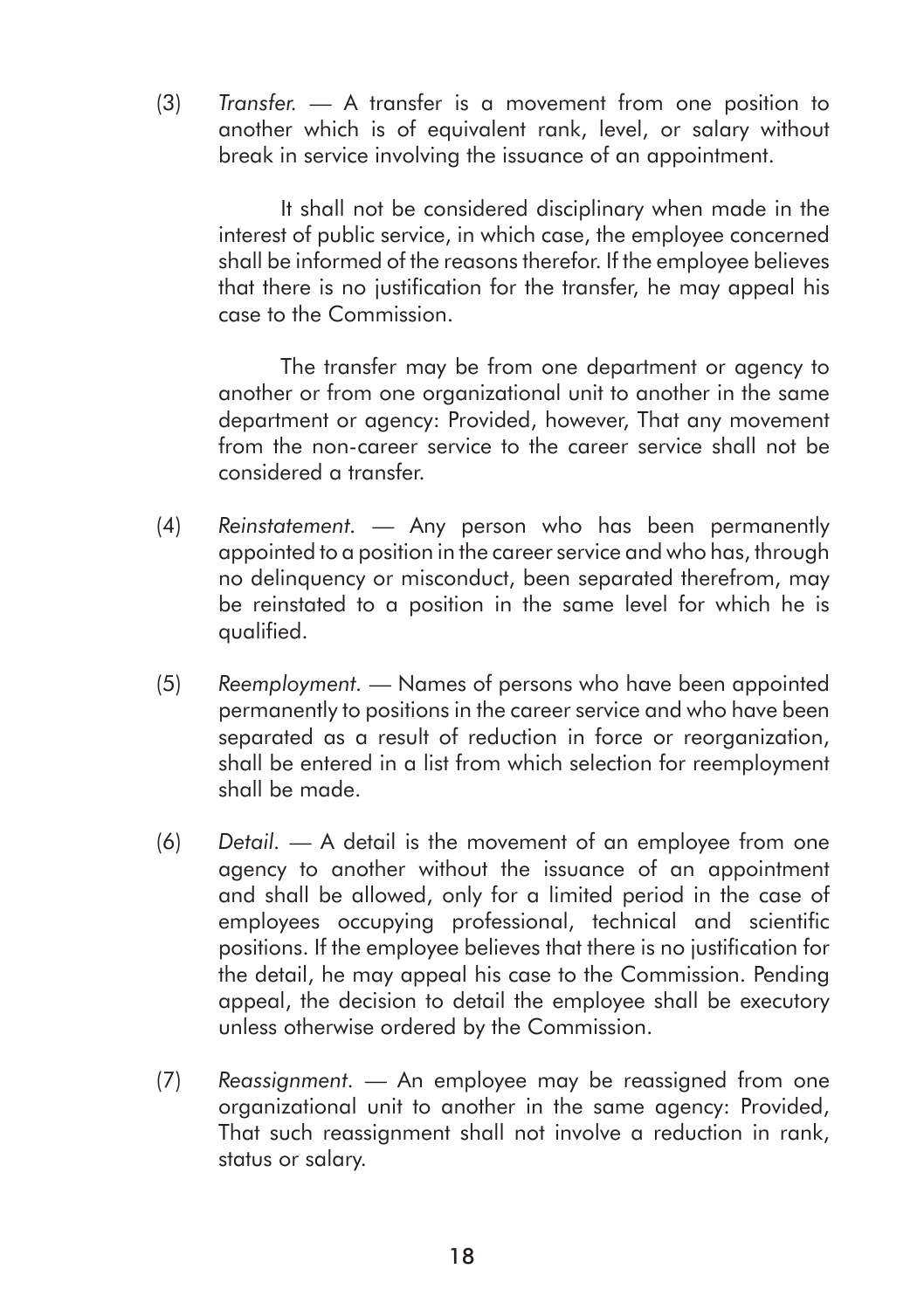(3) *Transfer.* — A transfer is a movement from one position to another which is of equivalent rank, level, or salary without break in service involving the issuance of an appointment.

It shall not be considered disciplinary when made in the interest of public service, in which case, the employee concerned shall be informed of the reasons therefor. If the employee believes that there is no justification for the transfer, he may appeal his case to the Commission.

The transfer may be from one department or agency to another or from one organizational unit to another in the same department or agency: Provided, however, That any movement from the non-career service to the career service shall not be considered a transfer.

(4) *Reinstatement.* — Any person who has been permanently appointed to a position in the career service and who has, through no delinquency or misconduct, been separated therefrom, may be reinstated to a position in the same level for which he is qualified.

(5) *Reemployment.* — Names of persons who have been appointed permanently to positions in the career service and who have been separated as a result of reduction in force or reorganization, shall be entered in a list from which selection for reemployment shall be made.

(6) *Detail.* — A detail is the movement of an employee from one agency to another without the issuance of an appointment and shall be allowed, only for a limited period in the case of employees occupying professional, technical and scientific positions. If the employee believes that there is no justification for the detail, he may appeal his case to the Commission. Pending appeal, the decision to detail the employee shall be executory unless otherwise ordered by the Commission.

(7) *Reassignment.* — An employee may be reassigned from one organizational unit to another in the same agency: Provided, That such reassignment shall not involve a reduction in rank, status or salary.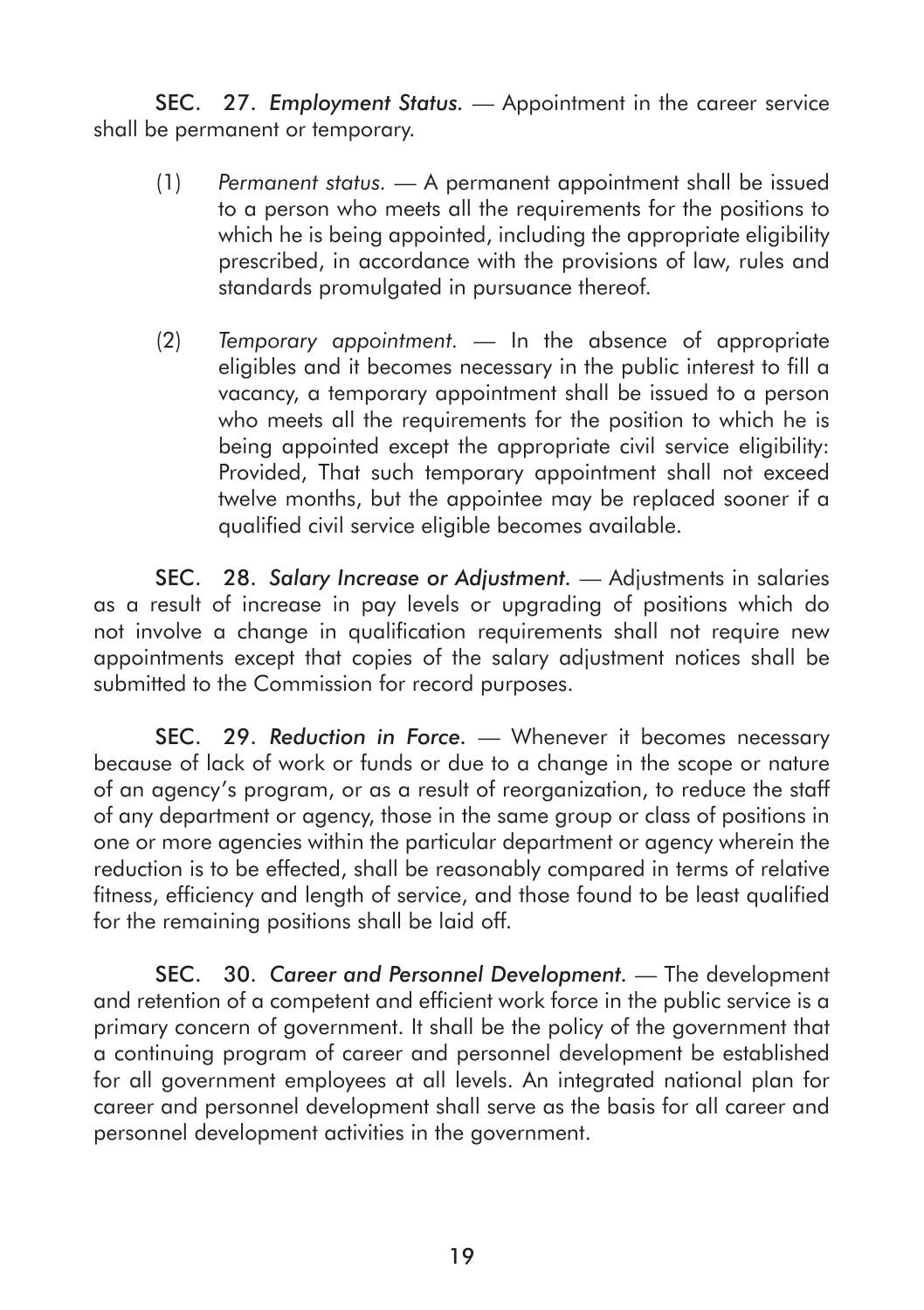**SEC. 27.** *Employment Status.* — Appointment in the career service shall be permanent or temporary.

(1) *Permanent status.* — A permanent appointment shall be issued to a person who meets all the requirements for the positions to which he is being appointed, including the appropriate eligibility prescribed, in accordance with the provisions of law, rules and standards promulgated in pursuance thereof.

(2) *Temporary appointment.* — In the absence of appropriate eligibles and it becomes necessary in the public interest to fill a vacancy, a temporary appointment shall be issued to a person who meets all the requirements for the position to which he is being appointed except the appropriate civil service eligibility: Provided, That such temporary appointment shall not exceed twelve months, but the appointee may be replaced sooner if a qualified civil service eligible becomes available.

**SEC. 28.** *Salary Increase or Adjustment.* — Adjustments in salaries as a result of increase in pay levels or upgrading of positions which do not involve a change in qualification requirements shall not require new appointments except that copies of the salary adjustment notices shall be submitted to the Commission for record purposes.

**SEC. 29.** *Reduction in Force.* — Whenever it becomes necessary because of lack of work or funds or due to a change in the scope or nature of an agency's program, or as a result of reorganization, to reduce the staff of any department or agency, those in the same group or class of positions in one or more agencies within the particular department or agency wherein the reduction is to be effected, shall be reasonably compared in terms of relative fitness, efficiency and length of service, and those found to be least qualified for the remaining positions shall be laid off.

**SEC. 30.** *Career and Personnel Development.* — The development and retention of a competent and efficient work force in the public service is a primary concern of government. It shall be the policy of the government that a continuing program of career and personnel development be established for all government employees at all levels. An integrated national plan for career and personnel development shall serve as the basis for all career and personnel development activities in the government.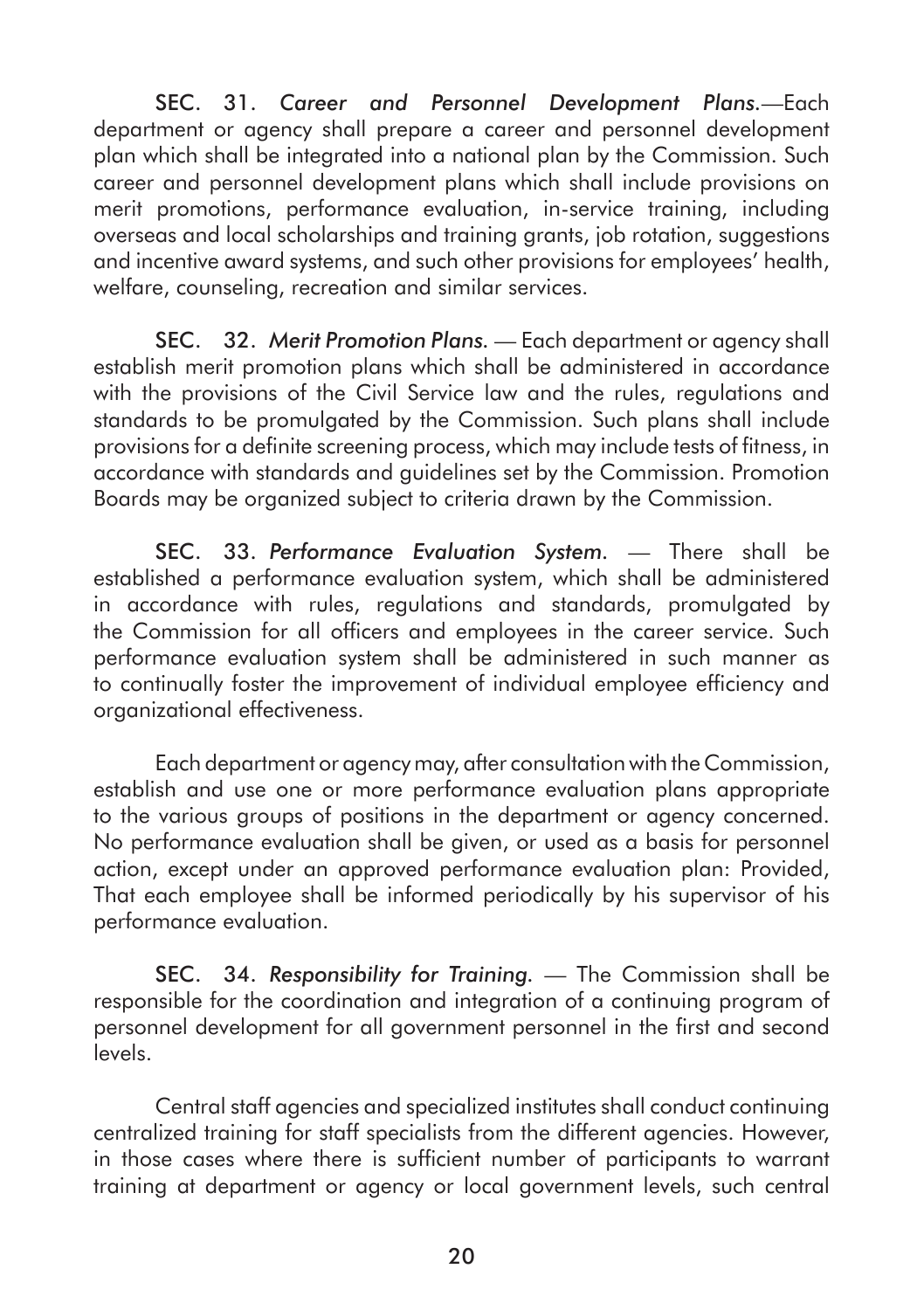**SEC. 31.** *Career and Personnel Development Plans.*—Each department or agency shall prepare a career and personnel development plan which shall be integrated into a national plan by the Commission. Such career and personnel development plans which shall include provisions on merit promotions, performance evaluation, in-service training, including overseas and local scholarships and training grants, job rotation, suggestions and incentive award systems, and such other provisions for employees' health, welfare, counseling, recreation and similar services.

**SEC. 32.** *Merit Promotion Plans.* — Each department or agency shall establish merit promotion plans which shall be administered in accordance with the provisions of the Civil Service law and the rules, regulations and standards to be promulgated by the Commission. Such plans shall include provisions for a definite screening process, which may include tests of fitness, in accordance with standards and guidelines set by the Commission. Promotion Boards may be organized subject to criteria drawn by the Commission.

**SEC. 33.** *Performance Evaluation System.* — There shall be established a performance evaluation system, which shall be administered in accordance with rules, regulations and standards, promulgated by the Commission for all officers and employees in the career service. Such performance evaluation system shall be administered in such manner as to continually foster the improvement of individual employee efficiency and organizational effectiveness.

Each department or agency may, after consultation with the Commission, establish and use one or more performance evaluation plans appropriate to the various groups of positions in the department or agency concerned. No performance evaluation shall be given, or used as a basis for personnel action, except under an approved performance evaluation plan: Provided, That each employee shall be informed periodically by his supervisor of his performance evaluation.

**SEC. 34.** *Responsibility for Training.* — The Commission shall be responsible for the coordination and integration of a continuing program of personnel development for all government personnel in the first and second levels.

Central staff agencies and specialized institutes shall conduct continuing centralized training for staff specialists from the different agencies. However, in those cases where there is sufficient number of participants to warrant training at department or agency or local government levels, such central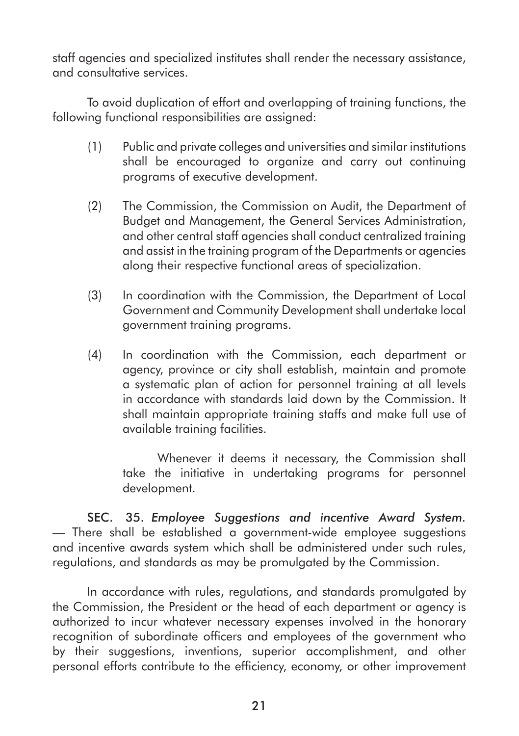staff agencies and specialized institutes shall render the necessary assistance, and consultative services.

To avoid duplication of effort and overlapping of training functions, the following functional responsibilities are assigned:

(1) Public and private colleges and universities and similar institutions shall be encouraged to organize and carry out continuing programs of executive development.

(2) The Commission, the Commission on Audit, the Department of Budget and Management, the General Services Administration, and other central staff agencies shall conduct centralized training and assist in the training program of the Departments or agencies along their respective functional areas of specialization.

(3) In coordination with the Commission, the Department of Local Government and Community Development shall undertake local government training programs.

(4) In coordination with the Commission, each department or agency, province or city shall establish, maintain and promote a systematic plan of action for personnel training at all levels in accordance with standards laid down by the Commission. It shall maintain appropriate training staffs and make full use of available training facilities.

Whenever it deems it necessary, the Commission shall take the initiative in undertaking programs for personnel development.

SEC. 35. *Employee Suggestions and incentive Award System.* — There shall be established a government-wide employee suggestions and incentive awards system which shall be administered under such rules, regulations, and standards as may be promulgated by the Commission.

In accordance with rules, regulations, and standards promulgated by the Commission, the President or the head of each department or agency is authorized to incur whatever necessary expenses involved in the honorary recognition of subordinate officers and employees of the government who by their suggestions, inventions, superior accomplishment, and other personal efforts contribute to the efficiency, economy, or other improvement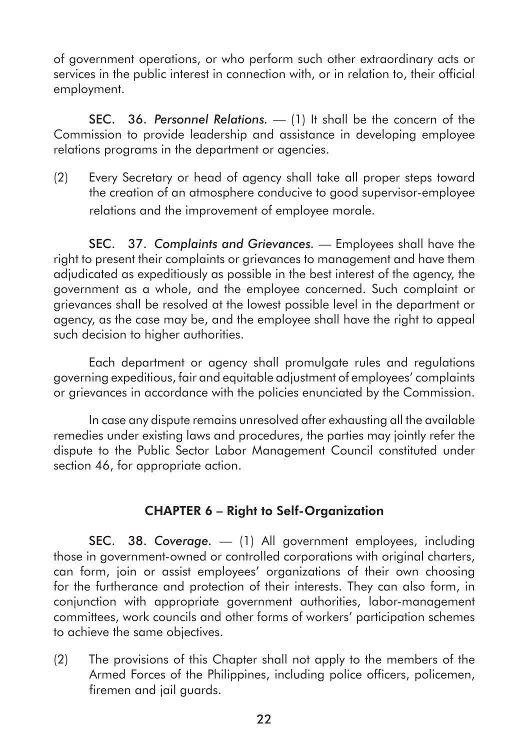of government operations, or who perform such other extraordinary acts or services in the public interest in connection with, or in relation to, their official employment.

**SEC. 36.** *Personnel Relations.* — (1) It shall be the concern of the Commission to provide leadership and assistance in developing employee relations programs in the department or agencies.

(2) Every Secretary or head of agency shall take all proper steps toward the creation of an atmosphere conducive to good supervisor-employee relations and the improvement of employee morale.

**SEC. 37.** *Complaints and Grievances.* — Employees shall have the right to present their complaints or grievances to management and have them adjudicated as expeditiously as possible in the best interest of the agency, the government as a whole, and the employee concerned. Such complaint or grievances shall be resolved at the lowest possible level in the department or agency, as the case may be, and the employee shall have the right to appeal such decision to higher authorities.

Each department or agency shall promulgate rules and regulations governing expeditious, fair and equitable adjustment of employees' complaints or grievances in accordance with the policies enunciated by the Commission.

In case any dispute remains unresolved after exhausting all the available remedies under existing laws and procedures, the parties may jointly refer the dispute to the Public Sector Labor Management Council constituted under section 46, for appropriate action.

## CHAPTER 6 – Right to Self-Organization

**SEC. 38.** *Coverage.* — (1) All government employees, including those in government-owned or controlled corporations with original charters, can form, join or assist employees' organizations of their own choosing for the furtherance and protection of their interests. They can also form, in conjunction with appropriate government authorities, labor-management committees, work councils and other forms of workers' participation schemes to achieve the same objectives.

(2) The provisions of this Chapter shall not apply to the members of the Armed Forces of the Philippines, including police officers, policemen, firemen and jail guards.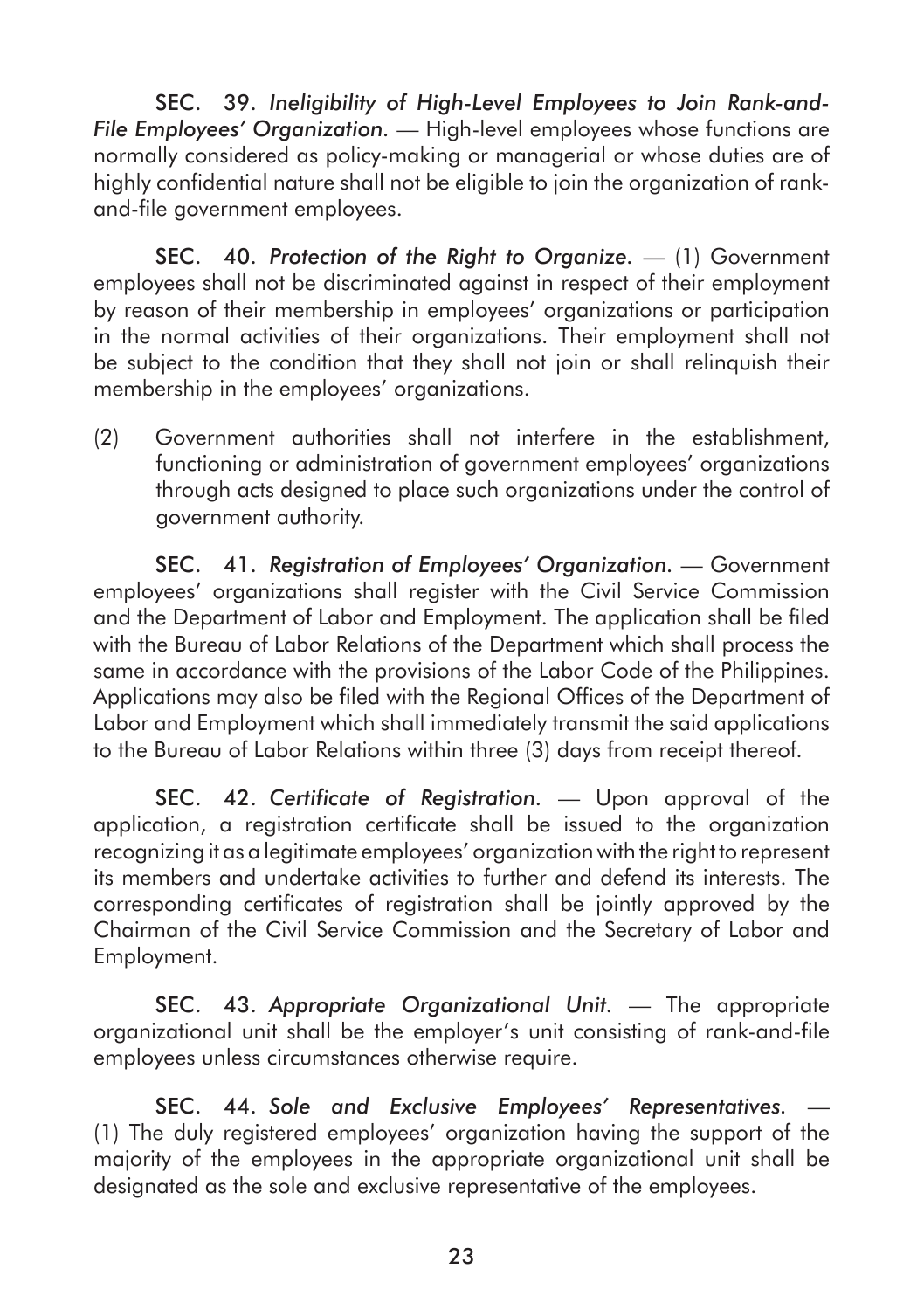SEC. 39. *Ineligibility of High-Level Employees to Join Rank-and-File Employees' Organization.* — High-level employees whose functions are normally considered as policy-making or managerial or whose duties are of highly confidential nature shall not be eligible to join the organization of rank-and-file government employees.

SEC. 40. *Protection of the Right to Organize.* — (1) Government employees shall not be discriminated against in respect of their employment by reason of their membership in employees' organizations or participation in the normal activities of their organizations. Their employment shall not be subject to the condition that they shall not join or shall relinquish their membership in the employees' organizations.

(2) Government authorities shall not interfere in the establishment, functioning or administration of government employees' organizations through acts designed to place such organizations under the control of government authority.

SEC. 41. *Registration of Employees' Organization.* — Government employees' organizations shall register with the Civil Service Commission and the Department of Labor and Employment. The application shall be filed with the Bureau of Labor Relations of the Department which shall process the same in accordance with the provisions of the Labor Code of the Philippines. Applications may also be filed with the Regional Offices of the Department of Labor and Employment which shall immediately transmit the said applications to the Bureau of Labor Relations within three (3) days from receipt thereof.

SEC. 42. *Certificate of Registration.* — Upon approval of the application, a registration certificate shall be issued to the organization recognizing it as a legitimate employees' organization with the right to represent its members and undertake activities to further and defend its interests. The corresponding certificates of registration shall be jointly approved by the Chairman of the Civil Service Commission and the Secretary of Labor and Employment.

SEC. 43. *Appropriate Organizational Unit.* — The appropriate organizational unit shall be the employer's unit consisting of rank-and-file employees unless circumstances otherwise require.

SEC. 44. *Sole and Exclusive Employees' Representatives.* — (1) The duly registered employees' organization having the support of the majority of the employees in the appropriate organizational unit shall be designated as the sole and exclusive representative of the employees.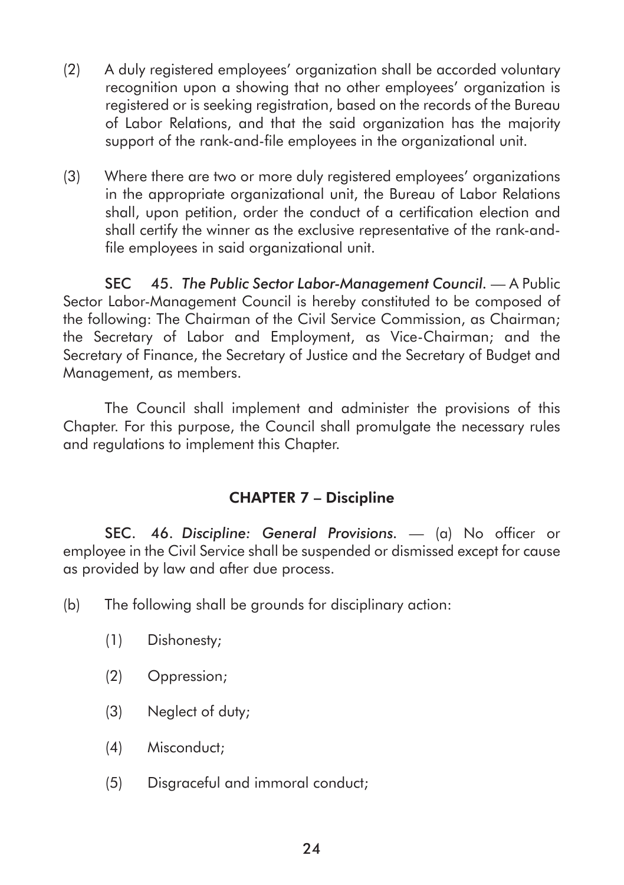(2) A duly registered employees' organization shall be accorded voluntary recognition upon a showing that no other employees' organization is registered or is seeking registration, based on the records of the Bureau of Labor Relations, and that the said organization has the majority support of the rank-and-file employees in the organizational unit.

(3) Where there are two or more duly registered employees' organizations in the appropriate organizational unit, the Bureau of Labor Relations shall, upon petition, order the conduct of a certification election and shall certify the winner as the exclusive representative of the rank-and-file employees in said organizational unit.

**SEC 45.** *The Public Sector Labor-Management Council.* — A Public Sector Labor-Management Council is hereby constituted to be composed of the following: The Chairman of the Civil Service Commission, as Chairman; the Secretary of Labor and Employment, as Vice-Chairman; and the Secretary of Finance, the Secretary of Justice and the Secretary of Budget and Management, as members.

The Council shall implement and administer the provisions of this Chapter. For this purpose, the Council shall promulgate the necessary rules and regulations to implement this Chapter.

## CHAPTER 7 – Discipline

**SEC. 46.** *Discipline: General Provisions.* — (a) No officer or employee in the Civil Service shall be suspended or dismissed except for cause as provided by law and after due process.

(b) The following shall be grounds for disciplinary action:

(1) Dishonesty;

(2) Oppression;

(3) Neglect of duty;

(4) Misconduct;

(5) Disgraceful and immoral conduct;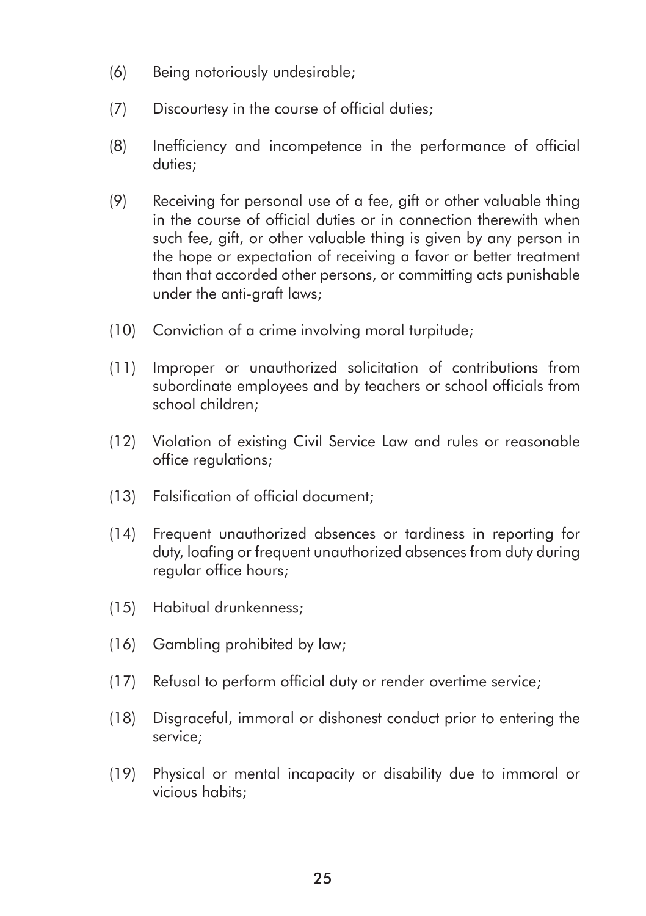(6) Being notoriously undesirable;

(7) Discourtesy in the course of official duties;

(8) Inefficiency and incompetence in the performance of official duties;

(9) Receiving for personal use of a fee, gift or other valuable thing in the course of official duties or in connection therewith when such fee, gift, or other valuable thing is given by any person in the hope or expectation of receiving a favor or better treatment than that accorded other persons, or committing acts punishable under the anti-graft laws;

(10) Conviction of a crime involving moral turpitude;

(11) Improper or unauthorized solicitation of contributions from subordinate employees and by teachers or school officials from school children;

(12) Violation of existing Civil Service Law and rules or reasonable office regulations;

(13) Falsification of official document;

(14) Frequent unauthorized absences or tardiness in reporting for duty, loafing or frequent unauthorized absences from duty during regular office hours;

(15) Habitual drunkenness;

(16) Gambling prohibited by law;

(17) Refusal to perform official duty or render overtime service;

(18) Disgraceful, immoral or dishonest conduct prior to entering the service;

(19) Physical or mental incapacity or disability due to immoral or vicious habits;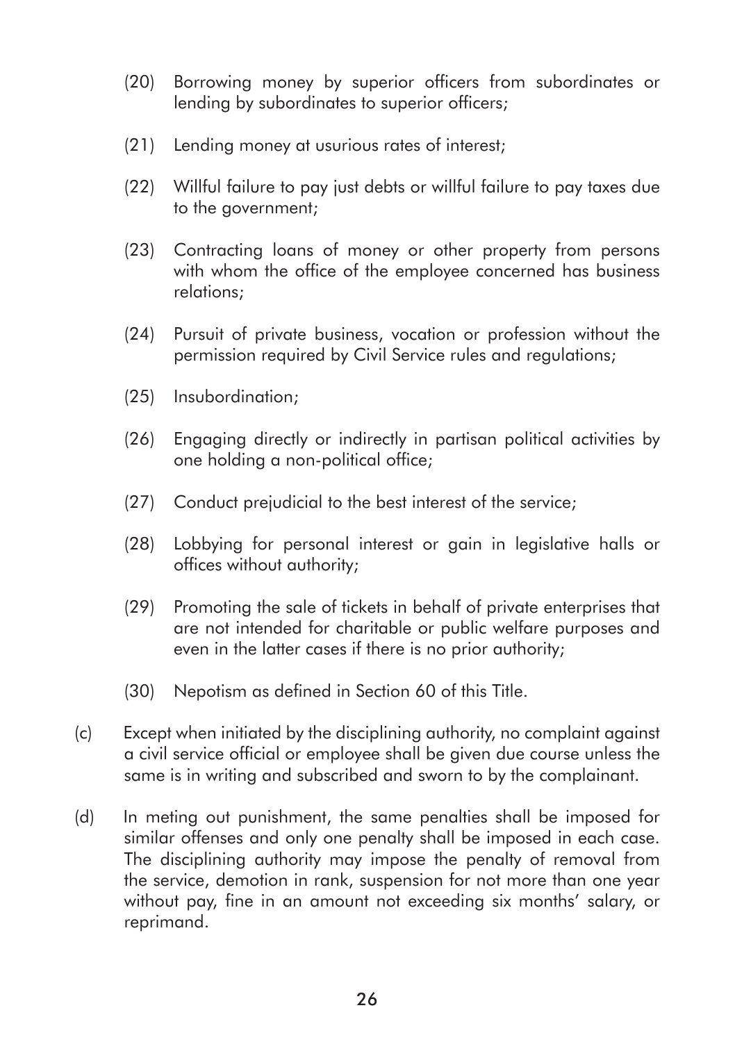(20) Borrowing money by superior officers from subordinates or lending by subordinates to superior officers;

(21) Lending money at usurious rates of interest;

(22) Willful failure to pay just debts or willful failure to pay taxes due to the government;

(23) Contracting loans of money or other property from persons with whom the office of the employee concerned has business relations;

(24) Pursuit of private business, vocation or profession without the permission required by Civil Service rules and regulations;

(25) Insubordination;

(26) Engaging directly or indirectly in partisan political activities by one holding a non-political office;

(27) Conduct prejudicial to the best interest of the service;

(28) Lobbying for personal interest or gain in legislative halls or offices without authority;

(29) Promoting the sale of tickets in behalf of private enterprises that are not intended for charitable or public welfare purposes and even in the latter cases if there is no prior authority;

(30) Nepotism as defined in Section 60 of this Title.

(c) Except when initiated by the disciplining authority, no complaint against a civil service official or employee shall be given due course unless the same is in writing and subscribed and sworn to by the complainant.

(d) In meting out punishment, the same penalties shall be imposed for similar offenses and only one penalty shall be imposed in each case. The disciplining authority may impose the penalty of removal from the service, demotion in rank, suspension for not more than one year without pay, fine in an amount not exceeding six months' salary, or reprimand.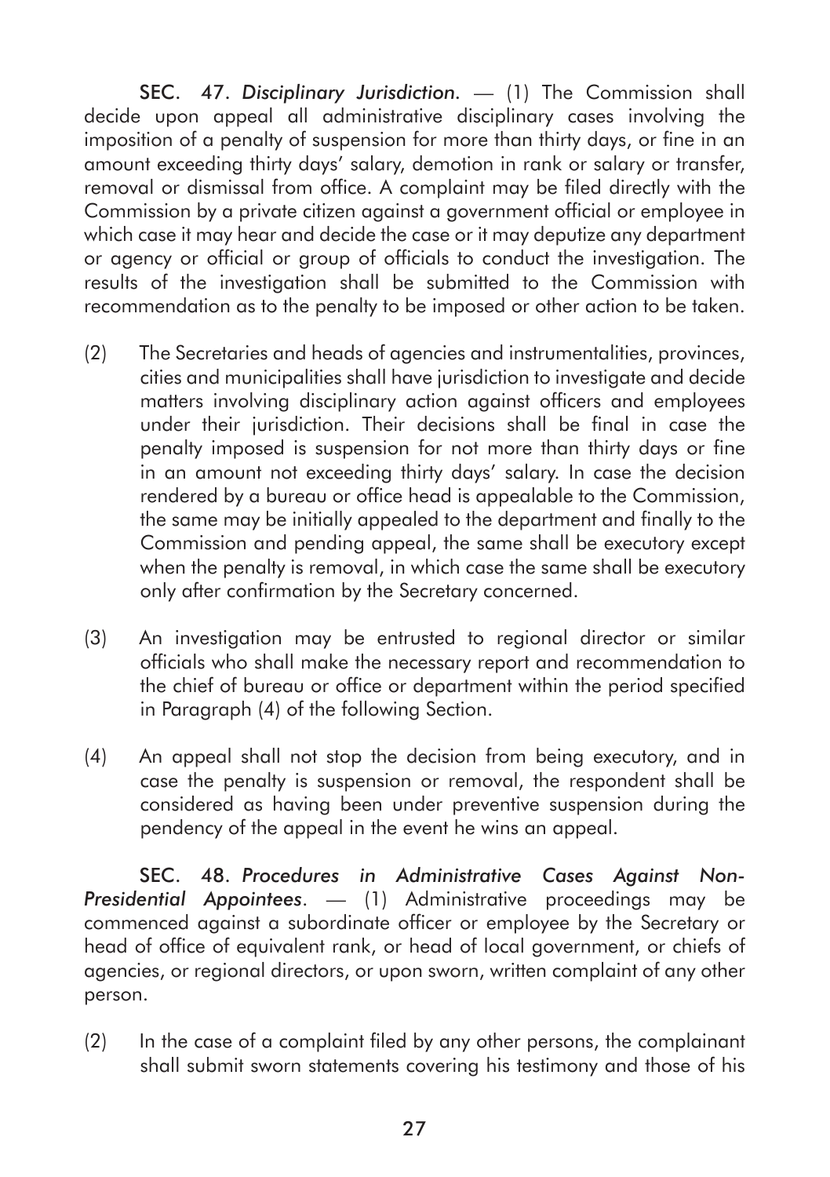**SEC. 47.** *Disciplinary Jurisdiction.* — (1) The Commission shall decide upon appeal all administrative disciplinary cases involving the imposition of a penalty of suspension for more than thirty days, or fine in an amount exceeding thirty days' salary, demotion in rank or salary or transfer, removal or dismissal from office. A complaint may be filed directly with the Commission by a private citizen against a government official or employee in which case it may hear and decide the case or it may deputize any department or agency or official or group of officials to conduct the investigation. The results of the investigation shall be submitted to the Commission with recommendation as to the penalty to be imposed or other action to be taken.

(2) The Secretaries and heads of agencies and instrumentalities, provinces, cities and municipalities shall have jurisdiction to investigate and decide matters involving disciplinary action against officers and employees under their jurisdiction. Their decisions shall be final in case the penalty imposed is suspension for not more than thirty days or fine in an amount not exceeding thirty days' salary. In case the decision rendered by a bureau or office head is appealable to the Commission, the same may be initially appealed to the department and finally to the Commission and pending appeal, the same shall be executory except when the penalty is removal, in which case the same shall be executory only after confirmation by the Secretary concerned.

(3) An investigation may be entrusted to regional director or similar officials who shall make the necessary report and recommendation to the chief of bureau or office or department within the period specified in Paragraph (4) of the following Section.

(4) An appeal shall not stop the decision from being executory, and in case the penalty is suspension or removal, the respondent shall be considered as having been under preventive suspension during the pendency of the appeal in the event he wins an appeal.

**SEC. 48.** *Procedures in Administrative Cases Against Non-Presidential Appointees.* — (1) Administrative proceedings may be commenced against a subordinate officer or employee by the Secretary or head of office of equivalent rank, or head of local government, or chiefs of agencies, or regional directors, or upon sworn, written complaint of any other person.

(2) In the case of a complaint filed by any other persons, the complainant shall submit sworn statements covering his testimony and those of his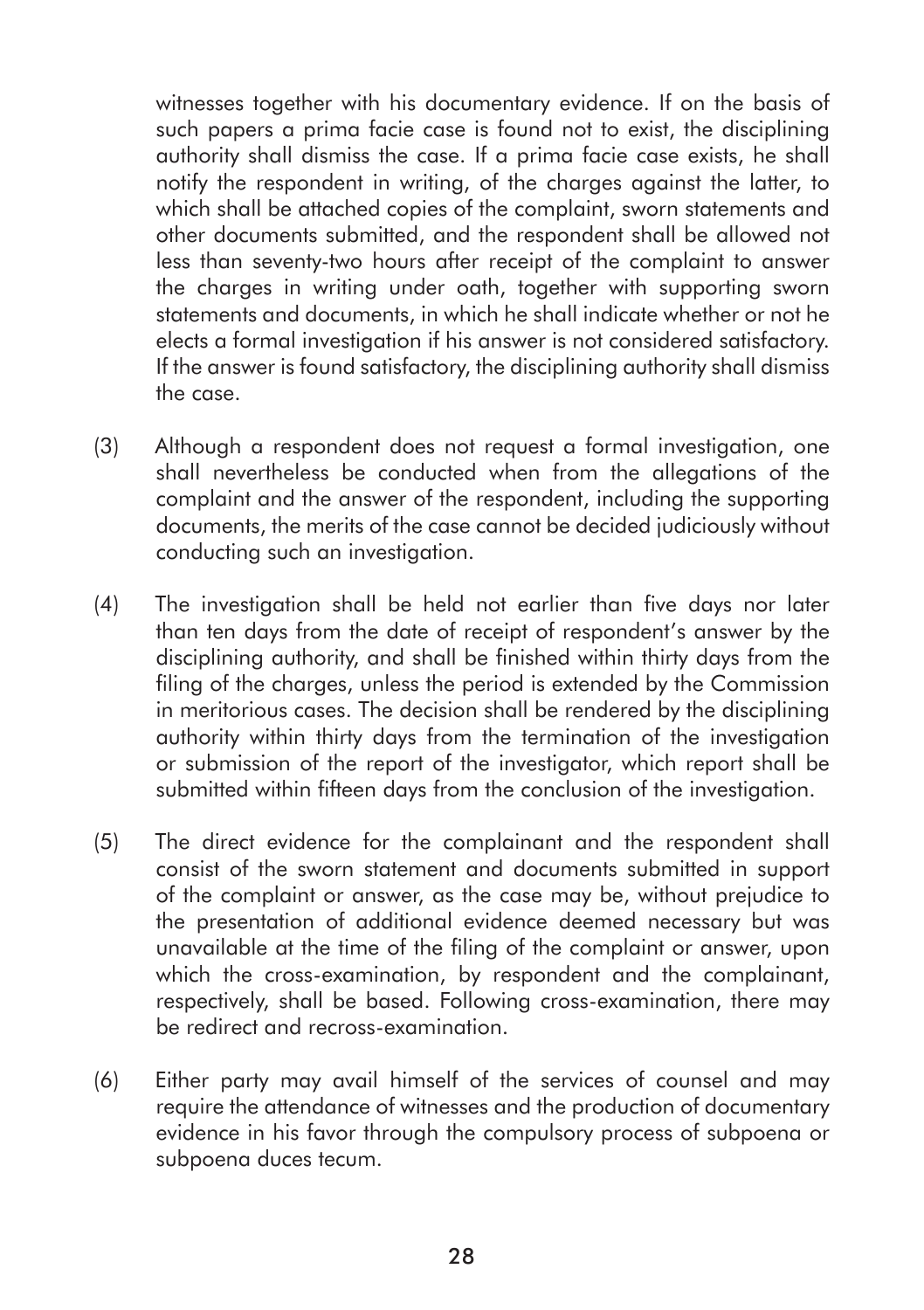witnesses together with his documentary evidence. If on the basis of such papers a prima facie case is found not to exist, the disciplining authority shall dismiss the case. If a prima facie case exists, he shall notify the respondent in writing, of the charges against the latter, to which shall be attached copies of the complaint, sworn statements and other documents submitted, and the respondent shall be allowed not less than seventy-two hours after receipt of the complaint to answer the charges in writing under oath, together with supporting sworn statements and documents, in which he shall indicate whether or not he elects a formal investigation if his answer is not considered satisfactory. If the answer is found satisfactory, the disciplining authority shall dismiss the case.

(3) Although a respondent does not request a formal investigation, one shall nevertheless be conducted when from the allegations of the complaint and the answer of the respondent, including the supporting documents, the merits of the case cannot be decided judiciously without conducting such an investigation.

(4) The investigation shall be held not earlier than five days nor later than ten days from the date of receipt of respondent's answer by the disciplining authority, and shall be finished within thirty days from the filing of the charges, unless the period is extended by the Commission in meritorious cases. The decision shall be rendered by the disciplining authority within thirty days from the termination of the investigation or submission of the report of the investigator, which report shall be submitted within fifteen days from the conclusion of the investigation.

(5) The direct evidence for the complainant and the respondent shall consist of the sworn statement and documents submitted in support of the complaint or answer, as the case may be, without prejudice to the presentation of additional evidence deemed necessary but was unavailable at the time of the filing of the complaint or answer, upon which the cross-examination, by respondent and the complainant, respectively, shall be based. Following cross-examination, there may be redirect and recross-examination.

(6) Either party may avail himself of the services of counsel and may require the attendance of witnesses and the production of documentary evidence in his favor through the compulsory process of subpoena or subpoena duces tecum.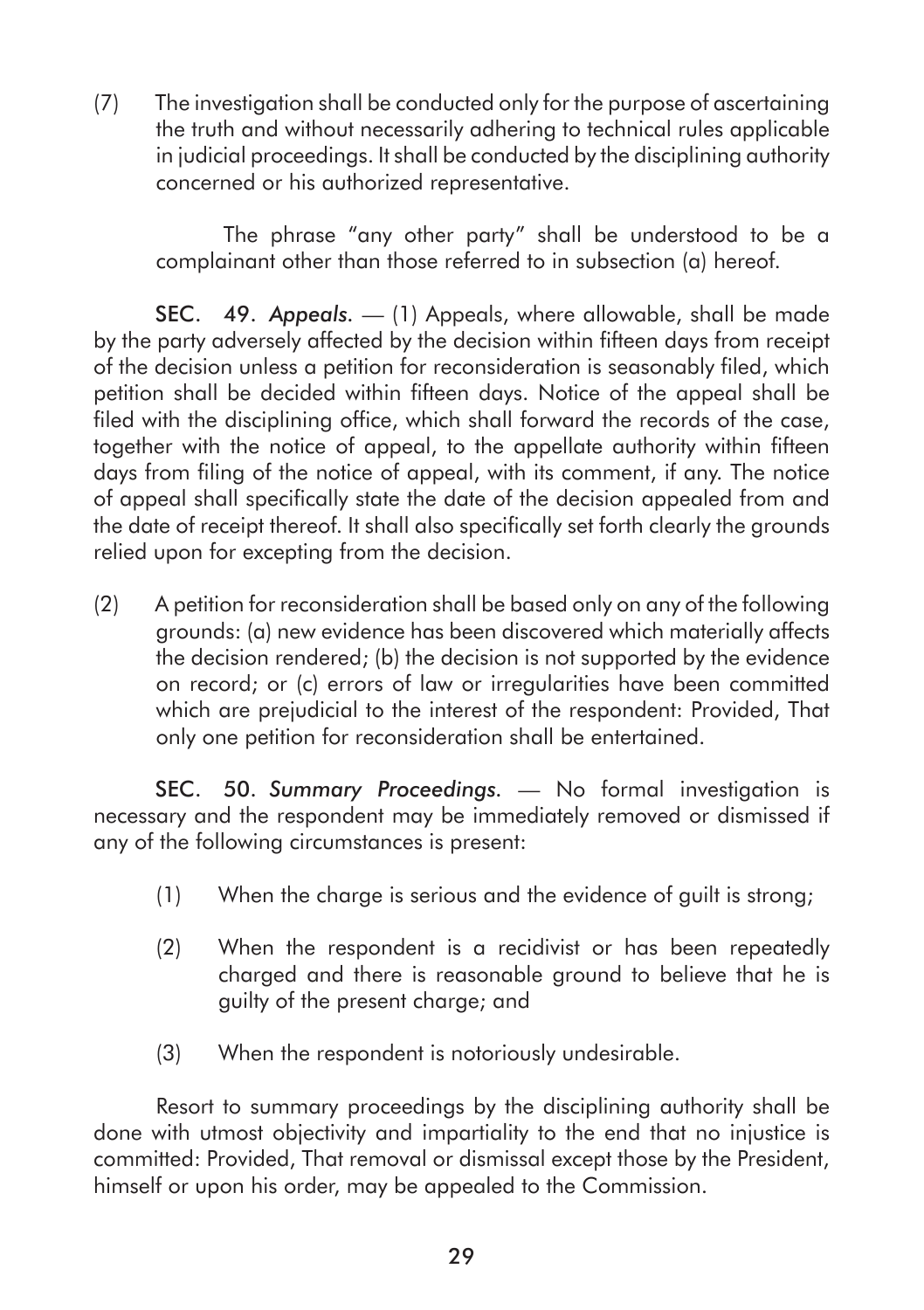(7) The investigation shall be conducted only for the purpose of ascertaining the truth and without necessarily adhering to technical rules applicable in judicial proceedings. It shall be conducted by the disciplining authority concerned or his authorized representative.

The phrase "any other party" shall be understood to be a complainant other than those referred to in subsection (a) hereof.

**SEC. 49.** *Appeals.* — (1) Appeals, where allowable, shall be made by the party adversely affected by the decision within fifteen days from receipt of the decision unless a petition for reconsideration is seasonably filed, which petition shall be decided within fifteen days. Notice of the appeal shall be filed with the disciplining office, which shall forward the records of the case, together with the notice of appeal, to the appellate authority within fifteen days from filing of the notice of appeal, with its comment, if any. The notice of appeal shall specifically state the date of the decision appealed from and the date of receipt thereof. It shall also specifically set forth clearly the grounds relied upon for excepting from the decision.

(2) A petition for reconsideration shall be based only on any of the following grounds: (a) new evidence has been discovered which materially affects the decision rendered; (b) the decision is not supported by the evidence on record; or (c) errors of law or irregularities have been committed which are prejudicial to the interest of the respondent: Provided, That only one petition for reconsideration shall be entertained.

**SEC. 50.** *Summary Proceedings.* — No formal investigation is necessary and the respondent may be immediately removed or dismissed if any of the following circumstances is present:

(1) When the charge is serious and the evidence of guilt is strong;

(2) When the respondent is a recidivist or has been repeatedly charged and there is reasonable ground to believe that he is guilty of the present charge; and

(3) When the respondent is notoriously undesirable.

Resort to summary proceedings by the disciplining authority shall be done with utmost objectivity and impartiality to the end that no injustice is committed: Provided, That removal or dismissal except those by the President, himself or upon his order, may be appealed to the Commission.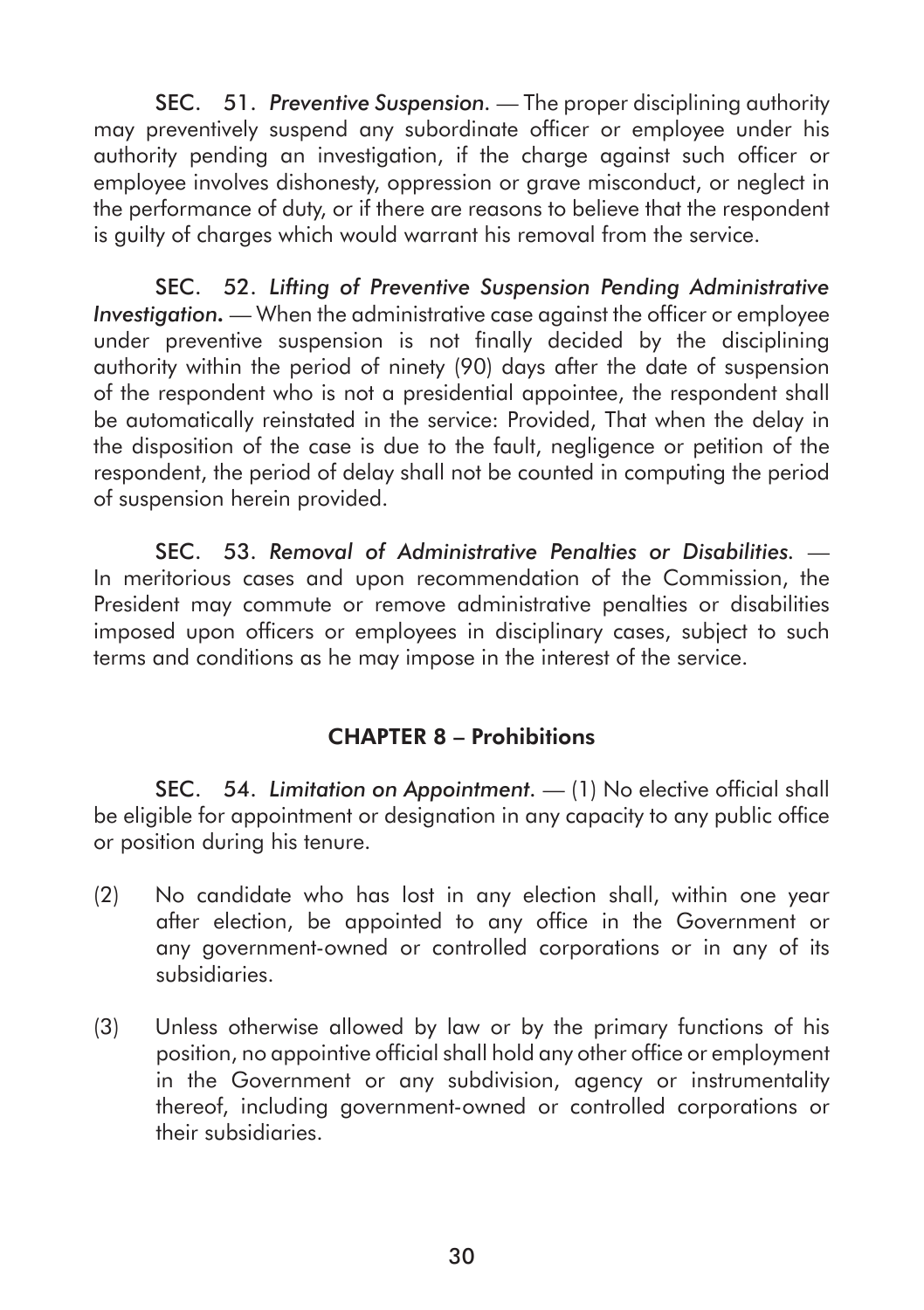**SEC. 51.** *Preventive Suspension.* — The proper disciplining authority may preventively suspend any subordinate officer or employee under his authority pending an investigation, if the charge against such officer or employee involves dishonesty, oppression or grave misconduct, or neglect in the performance of duty, or if there are reasons to believe that the respondent is guilty of charges which would warrant his removal from the service.

**SEC. 52.** *Lifting of Preventive Suspension Pending Administrative Investigation.* — When the administrative case against the officer or employee under preventive suspension is not finally decided by the disciplining authority within the period of ninety (90) days after the date of suspension of the respondent who is not a presidential appointee, the respondent shall be automatically reinstated in the service: Provided, That when the delay in the disposition of the case is due to the fault, negligence or petition of the respondent, the period of delay shall not be counted in computing the period of suspension herein provided.

**SEC. 53.** *Removal of Administrative Penalties or Disabilities.* — In meritorious cases and upon recommendation of the Commission, the President may commute or remove administrative penalties or disabilities imposed upon officers or employees in disciplinary cases, subject to such terms and conditions as he may impose in the interest of the service.

## CHAPTER 8 – Prohibitions

**SEC. 54.** *Limitation on Appointment.* — (1) No elective official shall be eligible for appointment or designation in any capacity to any public office or position during his tenure.

(2) No candidate who has lost in any election shall, within one year after election, be appointed to any office in the Government or any government-owned or controlled corporations or in any of its subsidiaries.

(3) Unless otherwise allowed by law or by the primary functions of his position, no appointive official shall hold any other office or employment in the Government or any subdivision, agency or instrumentality thereof, including government-owned or controlled corporations or their subsidiaries.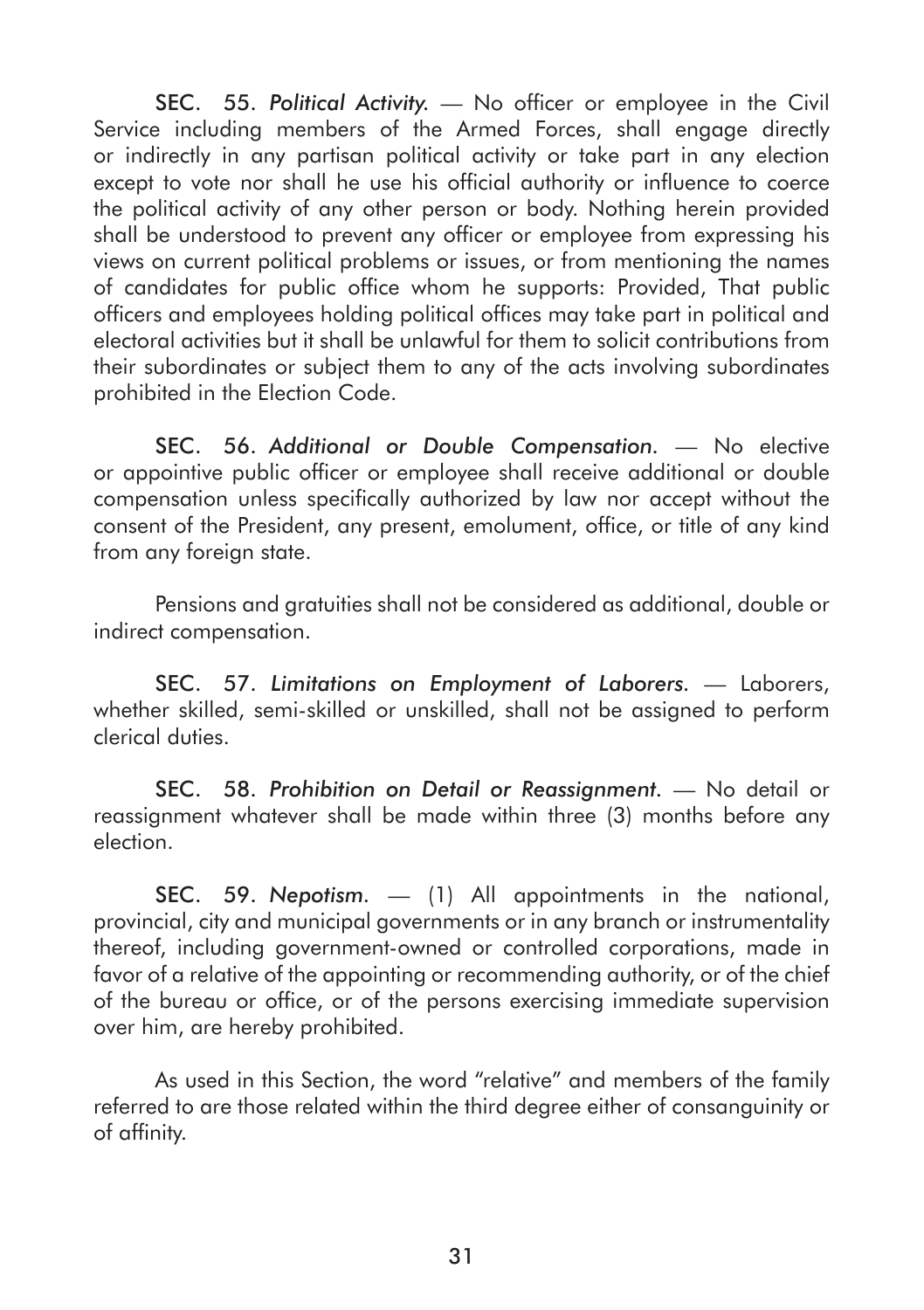**SEC. 55.** *Political Activity.* — No officer or employee in the Civil Service including members of the Armed Forces, shall engage directly or indirectly in any partisan political activity or take part in any election except to vote nor shall he use his official authority or influence to coerce the political activity of any other person or body. Nothing herein provided shall be understood to prevent any officer or employee from expressing his views on current political problems or issues, or from mentioning the names of candidates for public office whom he supports: Provided, That public officers and employees holding political offices may take part in political and electoral activities but it shall be unlawful for them to solicit contributions from their subordinates or subject them to any of the acts involving subordinates prohibited in the Election Code.

**SEC. 56.** *Additional or Double Compensation.* — No elective or appointive public officer or employee shall receive additional or double compensation unless specifically authorized by law nor accept without the consent of the President, any present, emolument, office, or title of any kind from any foreign state.

Pensions and gratuities shall not be considered as additional, double or indirect compensation.

**SEC. 57.** *Limitations on Employment of Laborers.* — Laborers, whether skilled, semi-skilled or unskilled, shall not be assigned to perform clerical duties.

**SEC. 58.** *Prohibition on Detail or Reassignment.* — No detail or reassignment whatever shall be made within three (3) months before any election.

**SEC. 59.** *Nepotism.* — (1) All appointments in the national, provincial, city and municipal governments or in any branch or instrumentality thereof, including government-owned or controlled corporations, made in favor of a relative of the appointing or recommending authority, or of the chief of the bureau or office, or of the persons exercising immediate supervision over him, are hereby prohibited.

As used in this Section, the word "relative" and members of the family referred to are those related within the third degree either of consanguinity or of affinity.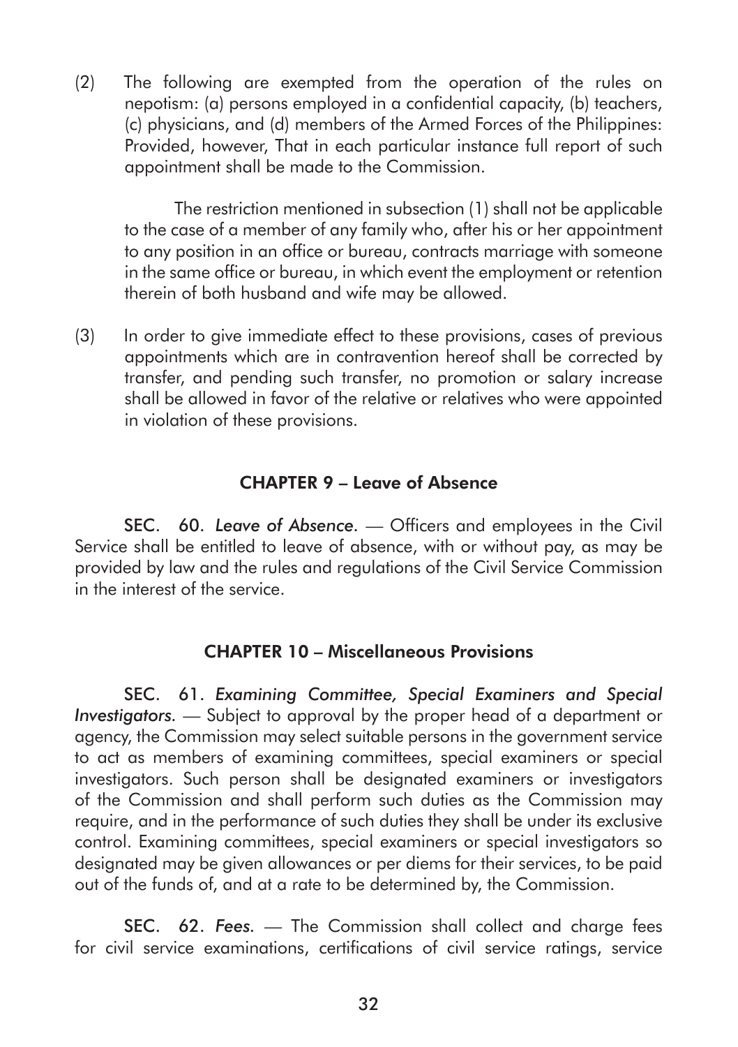(2) The following are exempted from the operation of the rules on nepotism: (a) persons employed in a confidential capacity, (b) teachers, (c) physicians, and (d) members of the Armed Forces of the Philippines: Provided, however, That in each particular instance full report of such appointment shall be made to the Commission.

The restriction mentioned in subsection (1) shall not be applicable to the case of a member of any family who, after his or her appointment to any position in an office or bureau, contracts marriage with someone in the same office or bureau, in which event the employment or retention therein of both husband and wife may be allowed.

(3) In order to give immediate effect to these provisions, cases of previous appointments which are in contravention hereof shall be corrected by transfer, and pending such transfer, no promotion or salary increase shall be allowed in favor of the relative or relatives who were appointed in violation of these provisions.

## CHAPTER 9 – Leave of Absence

**SEC. 60.** *Leave of Absence.* — Officers and employees in the Civil Service shall be entitled to leave of absence, with or without pay, as may be provided by law and the rules and regulations of the Civil Service Commission in the interest of the service.

## CHAPTER 10 – Miscellaneous Provisions

**SEC. 61.** *Examining Committee, Special Examiners and Special Investigators.* — Subject to approval by the proper head of a department or agency, the Commission may select suitable persons in the government service to act as members of examining committees, special examiners or special investigators. Such person shall be designated examiners or investigators of the Commission and shall perform such duties as the Commission may require, and in the performance of such duties they shall be under its exclusive control. Examining committees, special examiners or special investigators so designated may be given allowances or per diems for their services, to be paid out of the funds of, and at a rate to be determined by, the Commission.

**SEC. 62.** *Fees.* — The Commission shall collect and charge fees for civil service examinations, certifications of civil service ratings, service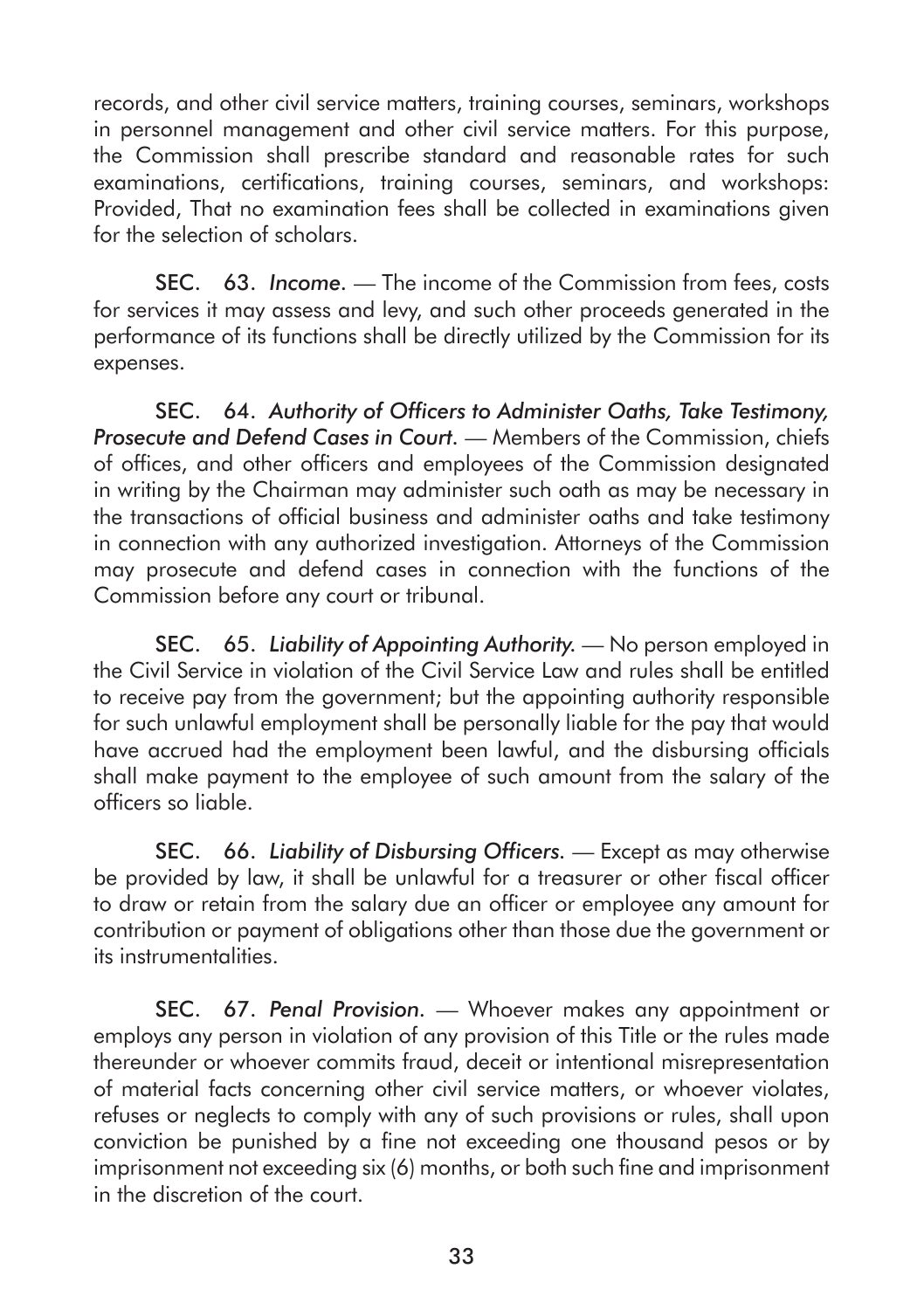records, and other civil service matters, training courses, seminars, workshops in personnel management and other civil service matters. For this purpose, the Commission shall prescribe standard and reasonable rates for such examinations, certifications, training courses, seminars, and workshops: Provided, That no examination fees shall be collected in examinations given for the selection of scholars.

**SEC. 63.** *Income.* — The income of the Commission from fees, costs for services it may assess and levy, and such other proceeds generated in the performance of its functions shall be directly utilized by the Commission for its expenses.

**SEC. 64.** *Authority of Officers to Administer Oaths, Take Testimony, Prosecute and Defend Cases in Court.* — Members of the Commission, chiefs of offices, and other officers and employees of the Commission designated in writing by the Chairman may administer such oath as may be necessary in the transactions of official business and administer oaths and take testimony in connection with any authorized investigation. Attorneys of the Commission may prosecute and defend cases in connection with the functions of the Commission before any court or tribunal.

**SEC. 65.** *Liability of Appointing Authority.* — No person employed in the Civil Service in violation of the Civil Service Law and rules shall be entitled to receive pay from the government; but the appointing authority responsible for such unlawful employment shall be personally liable for the pay that would have accrued had the employment been lawful, and the disbursing officials shall make payment to the employee of such amount from the salary of the officers so liable.

**SEC. 66.** *Liability of Disbursing Officers.* — Except as may otherwise be provided by law, it shall be unlawful for a treasurer or other fiscal officer to draw or retain from the salary due an officer or employee any amount for contribution or payment of obligations other than those due the government or its instrumentalities.

**SEC. 67.** *Penal Provision.* — Whoever makes any appointment or employs any person in violation of any provision of this Title or the rules made thereunder or whoever commits fraud, deceit or intentional misrepresentation of material facts concerning other civil service matters, or whoever violates, refuses or neglects to comply with any of such provisions or rules, shall upon conviction be punished by a fine not exceeding one thousand pesos or by imprisonment not exceeding six (6) months, or both such fine and imprisonment in the discretion of the court.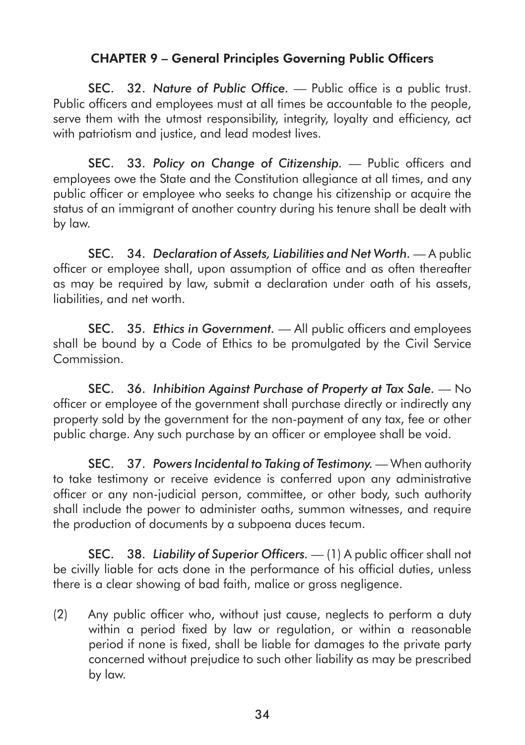## CHAPTER 9 – General Principles Governing Public Officers

**SEC. 32.** *Nature of Public Office.* — Public office is a public trust. Public officers and employees must at all times be accountable to the people, serve them with the utmost responsibility, integrity, loyalty and efficiency, act with patriotism and justice, and lead modest lives.

**SEC. 33.** *Policy on Change of Citizenship.* — Public officers and employees owe the State and the Constitution allegiance at all times, and any public officer or employee who seeks to change his citizenship or acquire the status of an immigrant of another country during his tenure shall be dealt with by law.

**SEC. 34.** *Declaration of Assets, Liabilities and Net Worth.* — A public officer or employee shall, upon assumption of office and as often thereafter as may be required by law, submit a declaration under oath of his assets, liabilities, and net worth.

**SEC. 35.** *Ethics in Government.* — All public officers and employees shall be bound by a Code of Ethics to be promulgated by the Civil Service Commission.

**SEC. 36.** *Inhibition Against Purchase of Property at Tax Sale.* — No officer or employee of the government shall purchase directly or indirectly any property sold by the government for the non-payment of any tax, fee or other public charge. Any such purchase by an officer or employee shall be void.

**SEC. 37.** *Powers Incidental to Taking of Testimony.* — When authority to take testimony or receive evidence is conferred upon any administrative officer or any non-judicial person, committee, or other body, such authority shall include the power to administer oaths, summon witnesses, and require the production of documents by a subpoena duces tecum.

**SEC. 38.** *Liability of Superior Officers.* — (1) A public officer shall not be civilly liable for acts done in the performance of his official duties, unless there is a clear showing of bad faith, malice or gross negligence.

(2) Any public officer who, without just cause, neglects to perform a duty within a period fixed by law or regulation, or within a reasonable period if none is fixed, shall be liable for damages to the private party concerned without prejudice to such other liability as may be prescribed by law.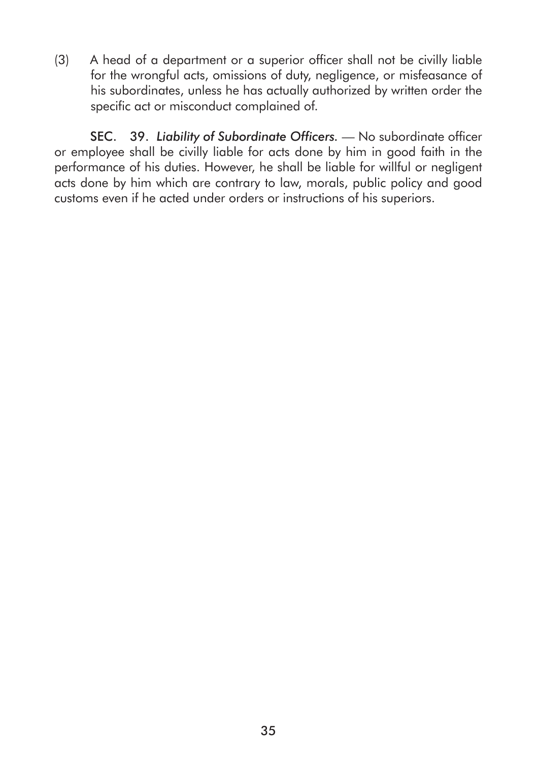(3) A head of a department or a superior officer shall not be civilly liable for the wrongful acts, omissions of duty, negligence, or misfeasance of his subordinates, unless he has actually authorized by written order the specific act or misconduct complained of.

**SEC. 39.** *Liability of Subordinate Officers.* — No subordinate officer or employee shall be civilly liable for acts done by him in good faith in the performance of his duties. However, he shall be liable for willful or negligent acts done by him which are contrary to law, morals, public policy and good customs even if he acted under orders or instructions of his superiors.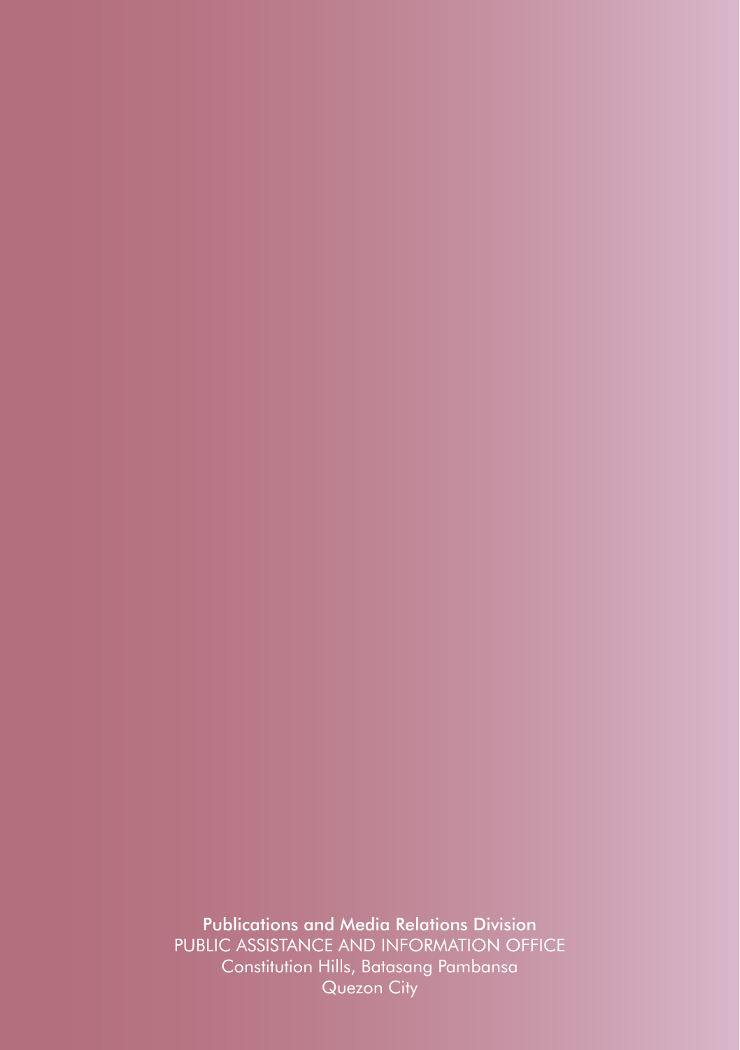Publications and Media Relations Division
PUBLIC ASSISTANCE AND INFORMATION OFFICE
Constitution Hills, Batasang Pambansa
Quezon City